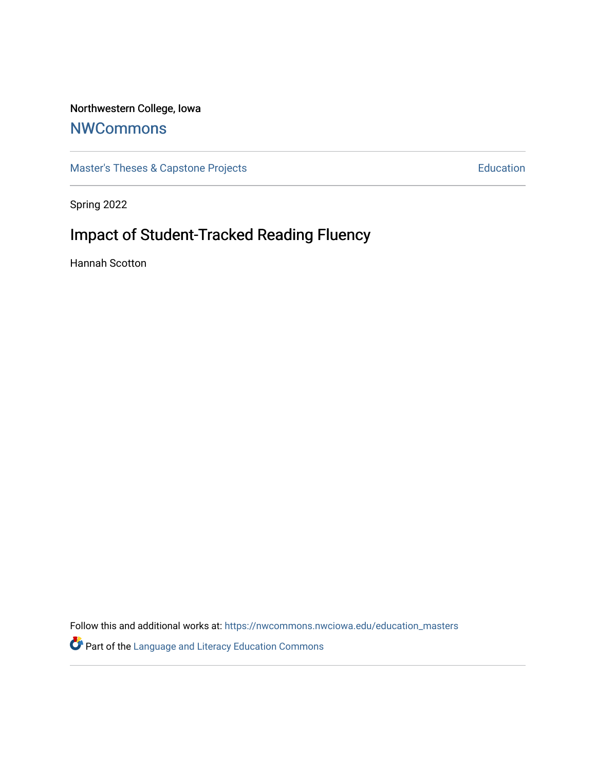Northwestern College, Iowa

# NWCommons

Master's Theses & Capstone Projects | Education

Spring 2022

## Impact of Student-Tracked Reading Fluency

Hannah Scotton

Follow this and additional works at: https://nwcommons.nwciowa.edu/education_masters

Part of the Language and Literacy Education Commons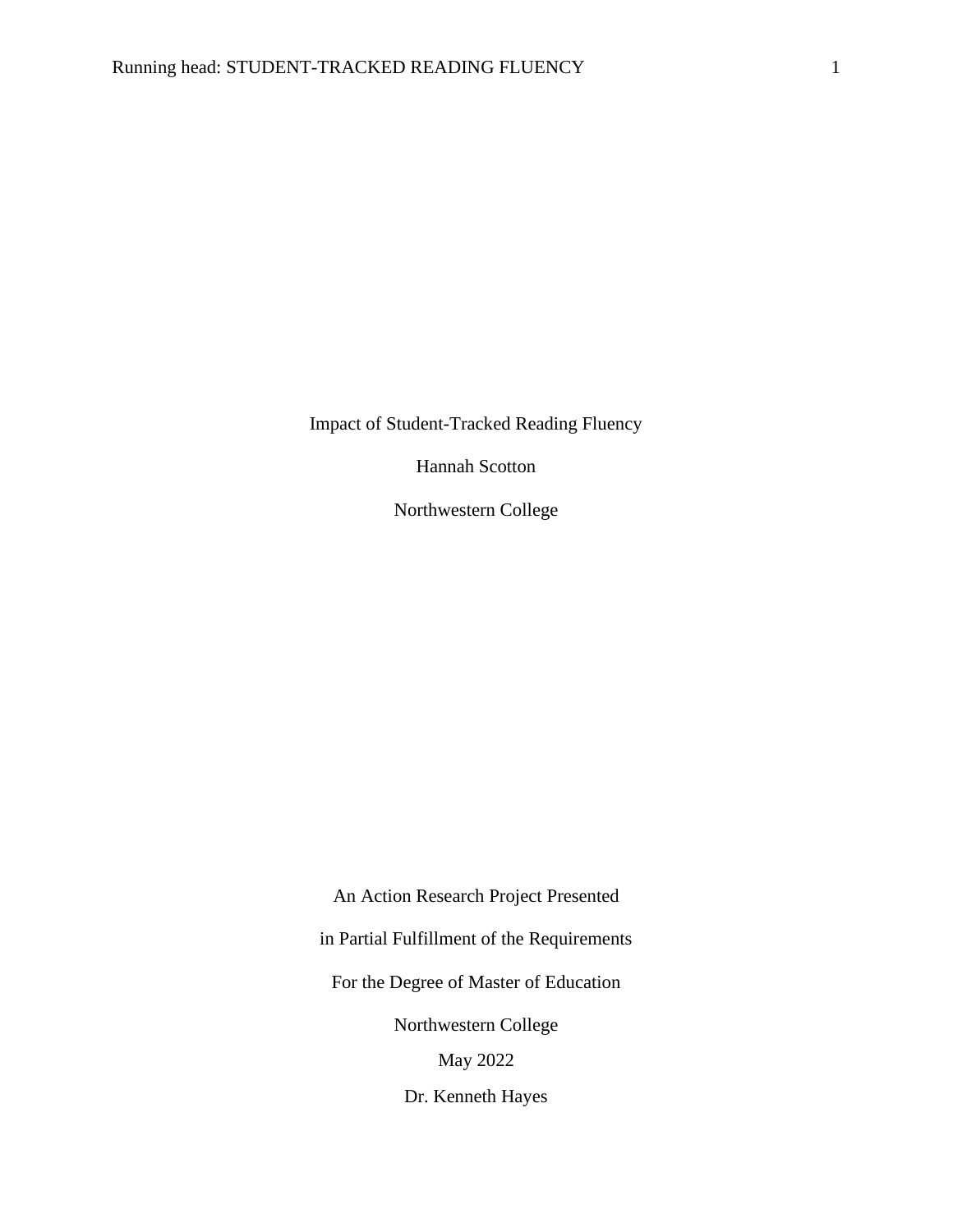Impact of Student-Tracked Reading Fluency

Hannah Scotton

Northwestern College

An Action Research Project Presented

in Partial Fulfillment of the Requirements

For the Degree of Master of Education

Northwestern College

May 2022

Dr. Kenneth Hayes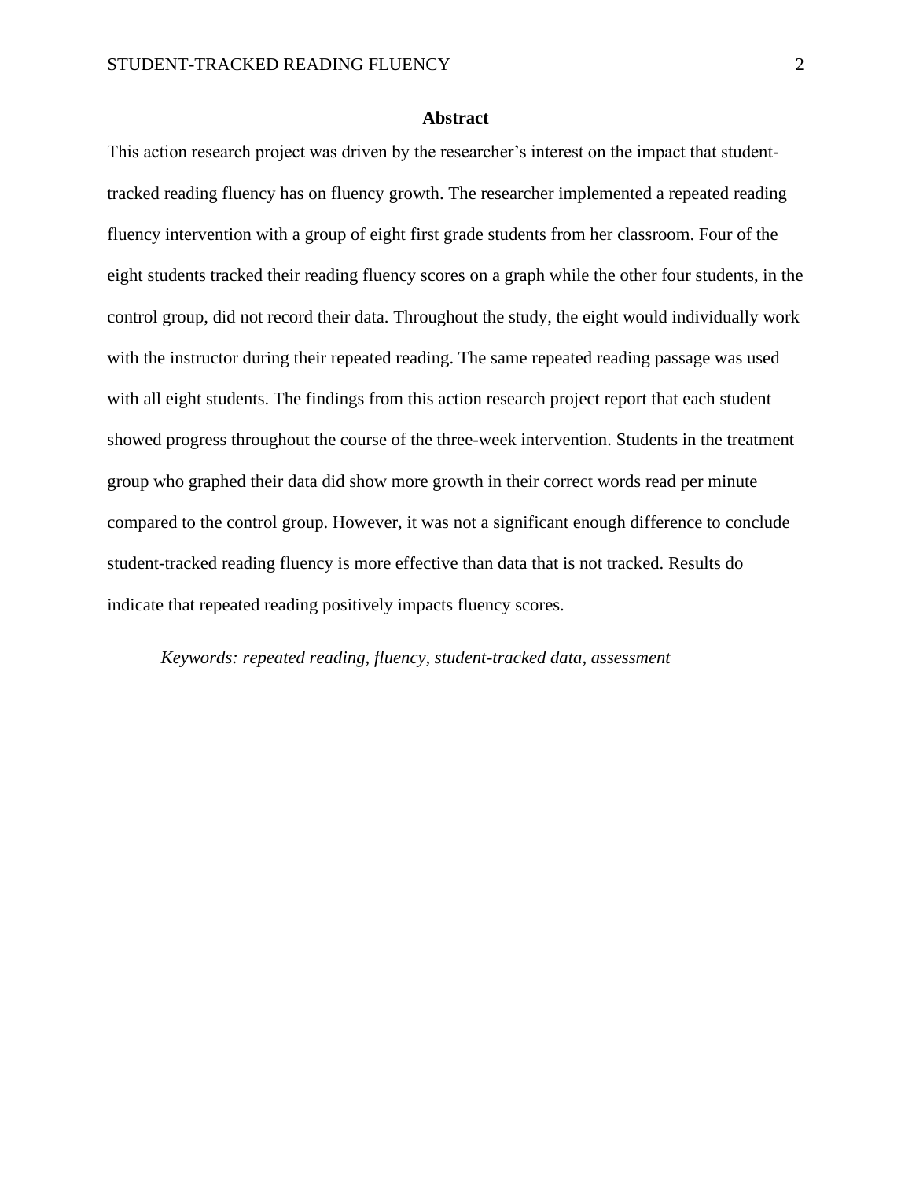## Abstract

This action research project was driven by the researcher's interest on the impact that student-tracked reading fluency has on fluency growth. The researcher implemented a repeated reading fluency intervention with a group of eight first grade students from her classroom. Four of the eight students tracked their reading fluency scores on a graph while the other four students, in the control group, did not record their data. Throughout the study, the eight would individually work with the instructor during their repeated reading. The same repeated reading passage was used with all eight students. The findings from this action research project report that each student showed progress throughout the course of the three-week intervention. Students in the treatment group who graphed their data did show more growth in their correct words read per minute compared to the control group. However, it was not a significant enough difference to conclude student-tracked reading fluency is more effective than data that is not tracked. Results do indicate that repeated reading positively impacts fluency scores.

*Keywords: repeated reading, fluency, student-tracked data, assessment*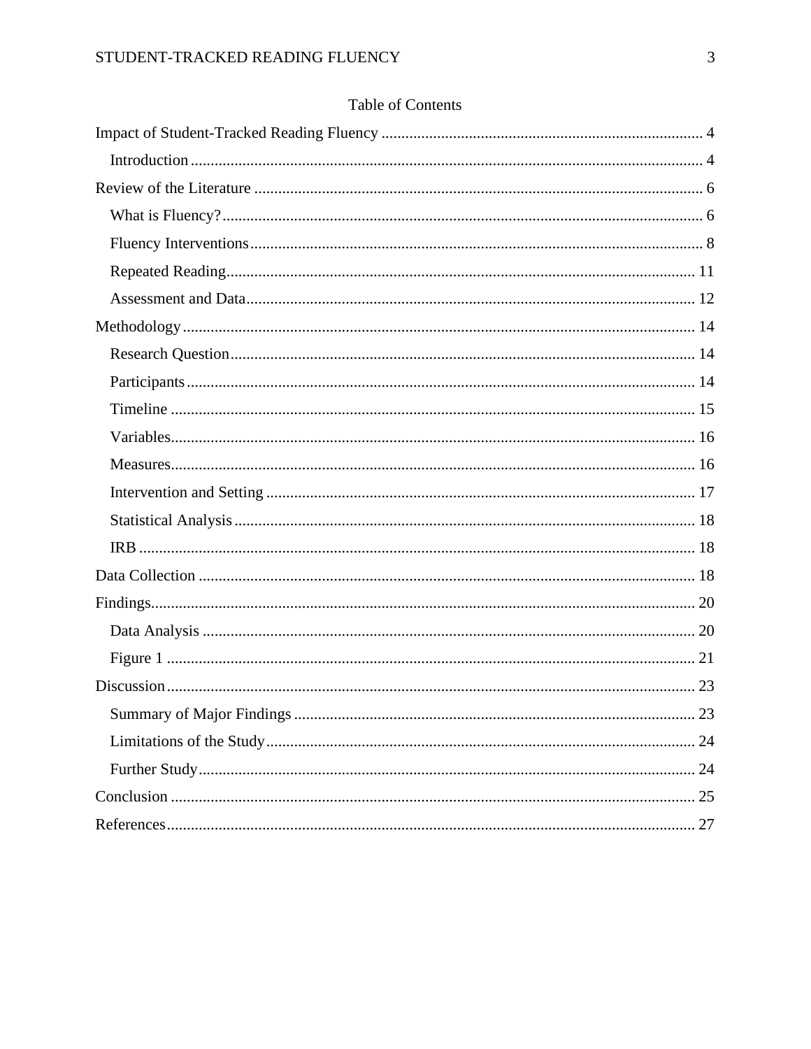# Table of Contents

Impact of Student-Tracked Reading Fluency ................................................................................ 4

- Introduction ................................................................................................................ 4

Review of the Literature ................................................................................................................ 6

- What is Fluency? ........................................................................................................ 6
- Fluency Interventions ................................................................................................. 8
- Repeated Reading ..................................................................................................... 11
- Assessment and Data ................................................................................................ 12

Methodology ................................................................................................................................ 14

- Research Question .................................................................................................... 14
- Participants ............................................................................................................... 14
- Timeline ................................................................................................................... 15
- Variables ................................................................................................................... 16
- Measures ................................................................................................................... 16
- Intervention and Setting ........................................................................................... 17
- Statistical Analysis ................................................................................................... 18
- IRB ........................................................................................................................... 18

Data Collection ............................................................................................................................ 18

Findings ........................................................................................................................................ 20

- Data Analysis ........................................................................................................... 20
- Figure 1 .................................................................................................................... 21

Discussion .................................................................................................................................... 23

- Summary of Major Findings .................................................................................... 23
- Limitations of the Study ........................................................................................... 24
- Further Study ............................................................................................................ 24

Conclusion .................................................................................................................................... 25

References .................................................................................................................................... 27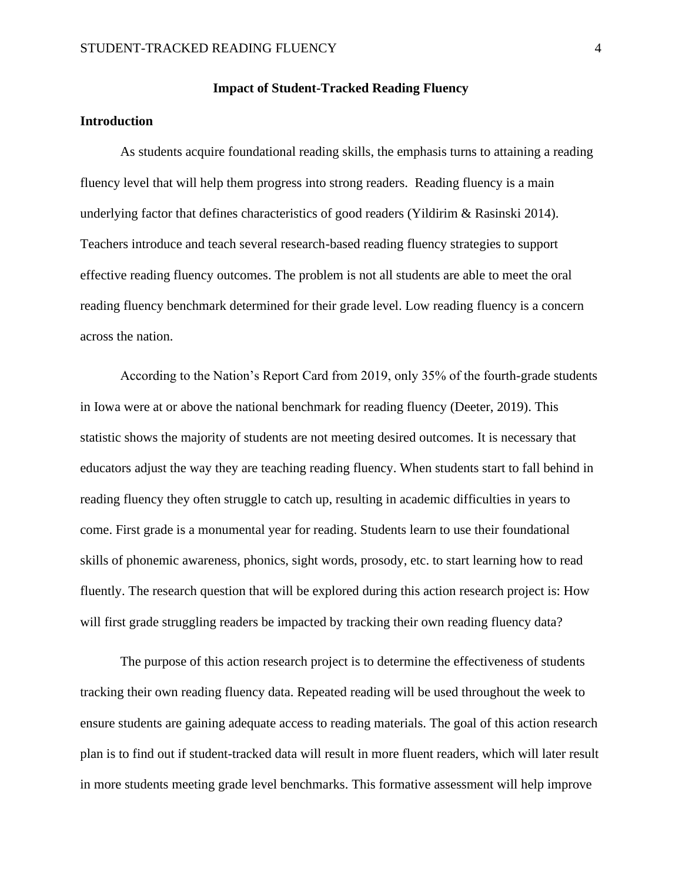**Impact of Student-Tracked Reading Fluency**

## Introduction

As students acquire foundational reading skills, the emphasis turns to attaining a reading fluency level that will help them progress into strong readers. Reading fluency is a main underlying factor that defines characteristics of good readers (Yildirim & Rasinski 2014). Teachers introduce and teach several research-based reading fluency strategies to support effective reading fluency outcomes. The problem is not all students are able to meet the oral reading fluency benchmark determined for their grade level. Low reading fluency is a concern across the nation.

According to the Nation's Report Card from 2019, only 35% of the fourth-grade students in Iowa were at or above the national benchmark for reading fluency (Deeter, 2019). This statistic shows the majority of students are not meeting desired outcomes. It is necessary that educators adjust the way they are teaching reading fluency. When students start to fall behind in reading fluency they often struggle to catch up, resulting in academic difficulties in years to come. First grade is a monumental year for reading. Students learn to use their foundational skills of phonemic awareness, phonics, sight words, prosody, etc. to start learning how to read fluently. The research question that will be explored during this action research project is: How will first grade struggling readers be impacted by tracking their own reading fluency data?

The purpose of this action research project is to determine the effectiveness of students tracking their own reading fluency data. Repeated reading will be used throughout the week to ensure students are gaining adequate access to reading materials. The goal of this action research plan is to find out if student-tracked data will result in more fluent readers, which will later result in more students meeting grade level benchmarks. This formative assessment will help improve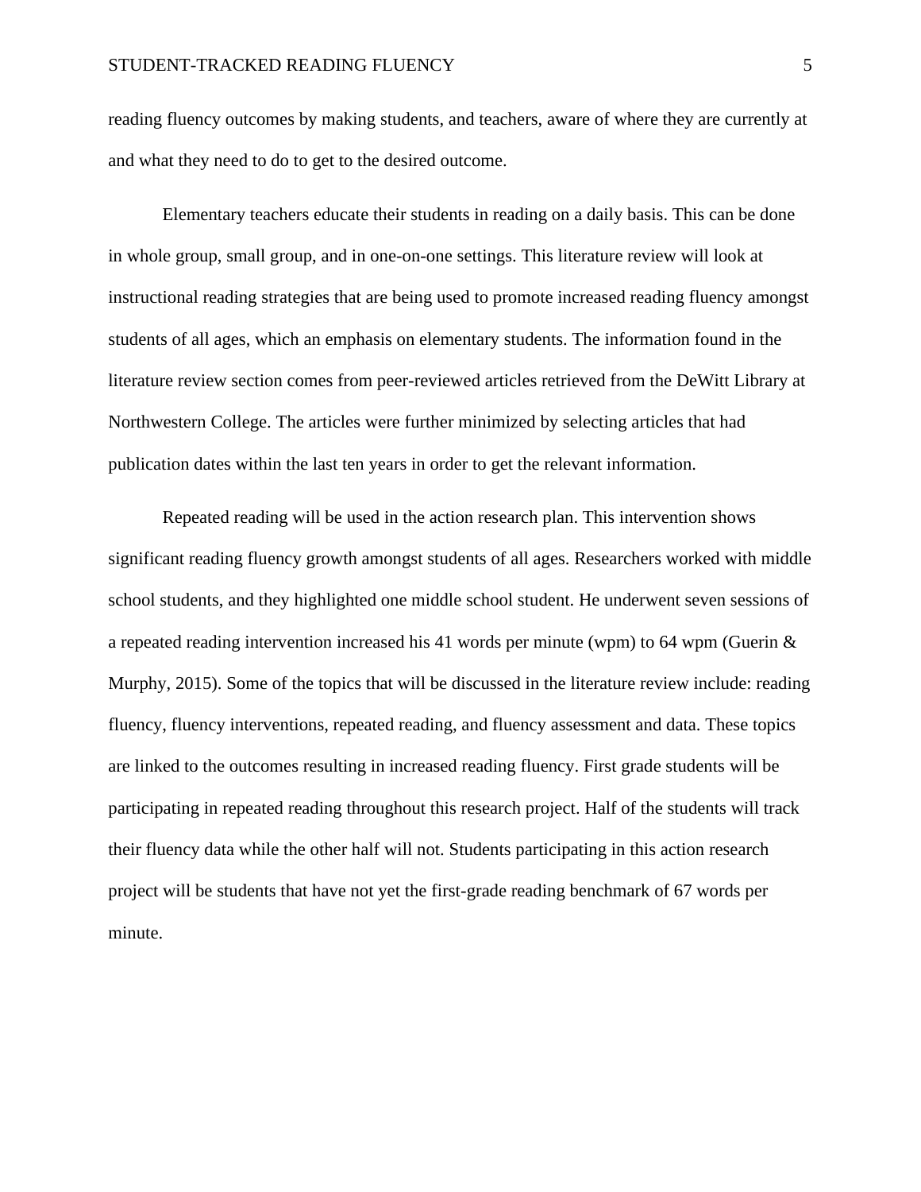reading fluency outcomes by making students, and teachers, aware of where they are currently at and what they need to do to get to the desired outcome.

Elementary teachers educate their students in reading on a daily basis. This can be done in whole group, small group, and in one-on-one settings. This literature review will look at instructional reading strategies that are being used to promote increased reading fluency amongst students of all ages, which an emphasis on elementary students. The information found in the literature review section comes from peer-reviewed articles retrieved from the DeWitt Library at Northwestern College. The articles were further minimized by selecting articles that had publication dates within the last ten years in order to get the relevant information.

Repeated reading will be used in the action research plan. This intervention shows significant reading fluency growth amongst students of all ages. Researchers worked with middle school students, and they highlighted one middle school student. He underwent seven sessions of a repeated reading intervention increased his 41 words per minute (wpm) to 64 wpm (Guerin & Murphy, 2015). Some of the topics that will be discussed in the literature review include: reading fluency, fluency interventions, repeated reading, and fluency assessment and data. These topics are linked to the outcomes resulting in increased reading fluency. First grade students will be participating in repeated reading throughout this research project. Half of the students will track their fluency data while the other half will not. Students participating in this action research project will be students that have not yet the first-grade reading benchmark of 67 words per minute.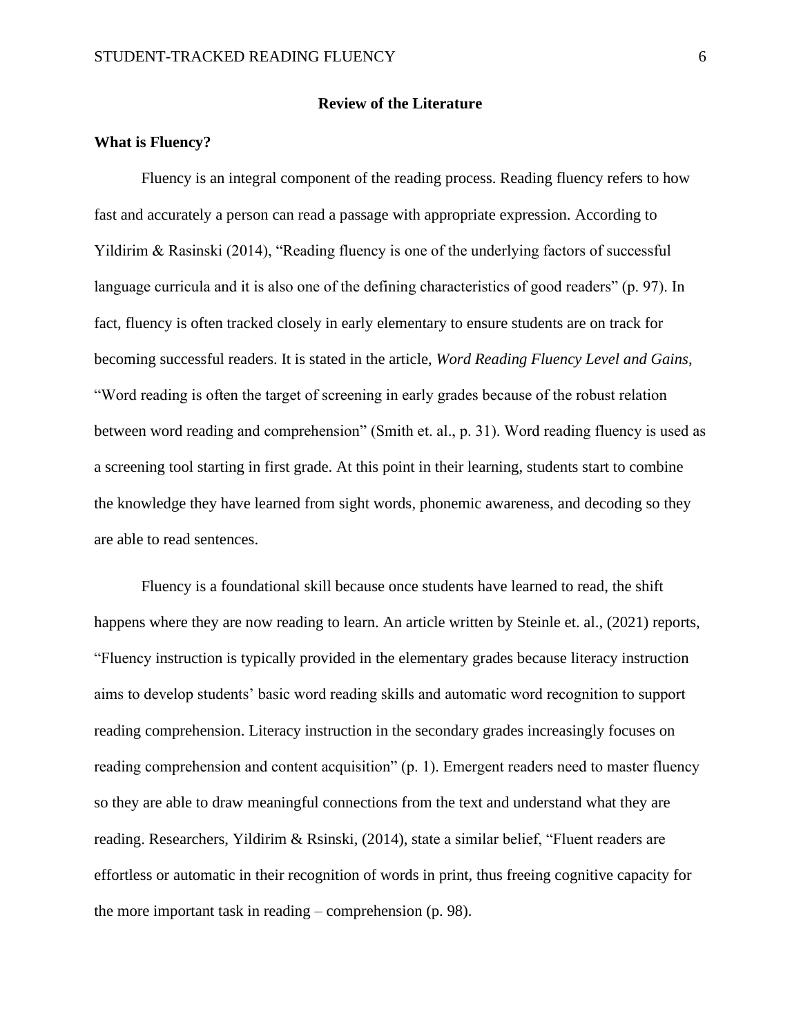# Review of the Literature

## What is Fluency?

Fluency is an integral component of the reading process. Reading fluency refers to how fast and accurately a person can read a passage with appropriate expression. According to Yildirim & Rasinski (2014), “Reading fluency is one of the underlying factors of successful language curricula and it is also one of the defining characteristics of good readers” (p. 97). In fact, fluency is often tracked closely in early elementary to ensure students are on track for becoming successful readers. It is stated in the article, *Word Reading Fluency Level and Gains*, “Word reading is often the target of screening in early grades because of the robust relation between word reading and comprehension” (Smith et. al., p. 31). Word reading fluency is used as a screening tool starting in first grade. At this point in their learning, students start to combine the knowledge they have learned from sight words, phonemic awareness, and decoding so they are able to read sentences.

Fluency is a foundational skill because once students have learned to read, the shift happens where they are now reading to learn. An article written by Steinle et. al., (2021) reports, “Fluency instruction is typically provided in the elementary grades because literacy instruction aims to develop students’ basic word reading skills and automatic word recognition to support reading comprehension. Literacy instruction in the secondary grades increasingly focuses on reading comprehension and content acquisition” (p. 1). Emergent readers need to master fluency so they are able to draw meaningful connections from the text and understand what they are reading. Researchers, Yildirim & Rsinski, (2014), state a similar belief, “Fluent readers are effortless or automatic in their recognition of words in print, thus freeing cognitive capacity for the more important task in reading – comprehension (p. 98).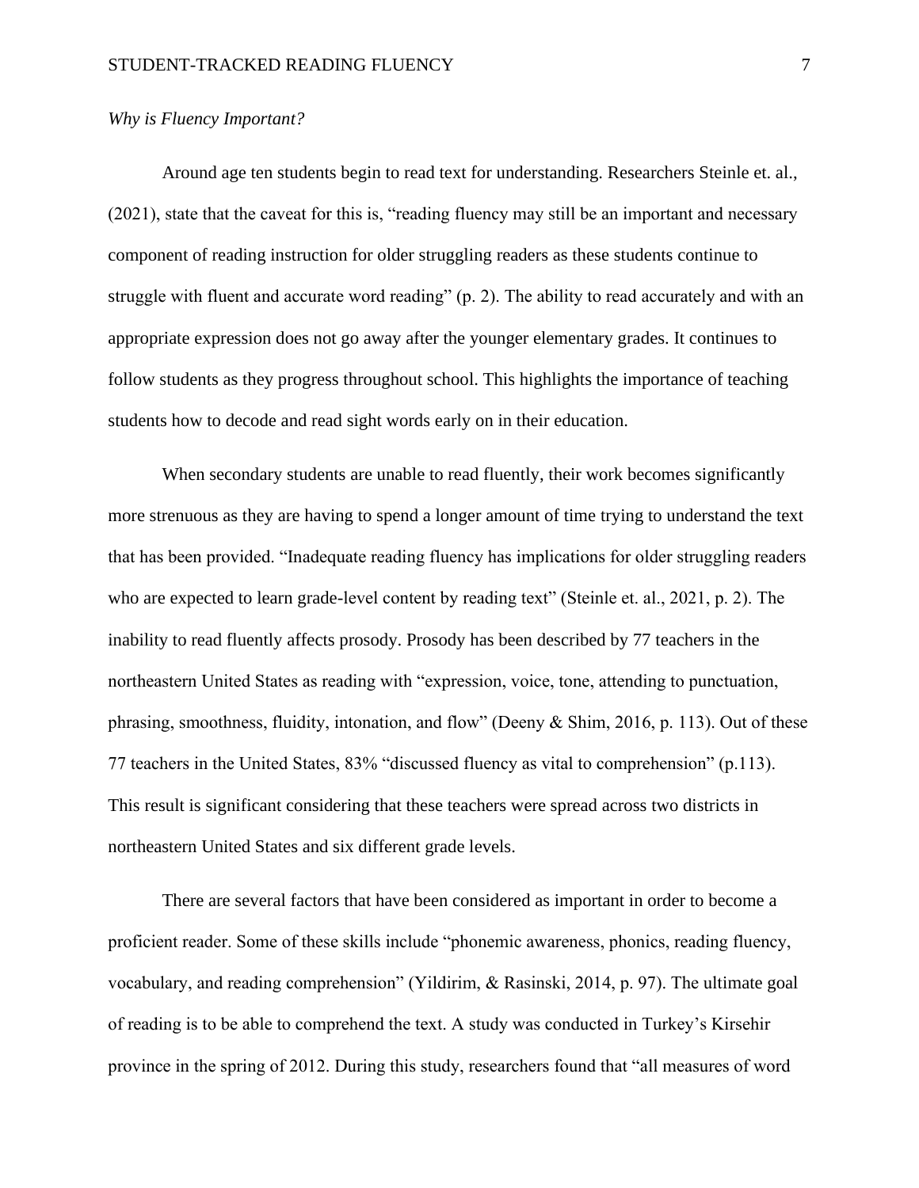*Why is Fluency Important?*

Around age ten students begin to read text for understanding. Researchers Steinle et. al., (2021), state that the caveat for this is, “reading fluency may still be an important and necessary component of reading instruction for older struggling readers as these students continue to struggle with fluent and accurate word reading” (p. 2). The ability to read accurately and with an appropriate expression does not go away after the younger elementary grades. It continues to follow students as they progress throughout school. This highlights the importance of teaching students how to decode and read sight words early on in their education.

When secondary students are unable to read fluently, their work becomes significantly more strenuous as they are having to spend a longer amount of time trying to understand the text that has been provided. “Inadequate reading fluency has implications for older struggling readers who are expected to learn grade-level content by reading text” (Steinle et. al., 2021, p. 2). The inability to read fluently affects prosody. Prosody has been described by 77 teachers in the northeastern United States as reading with “expression, voice, tone, attending to punctuation, phrasing, smoothness, fluidity, intonation, and flow” (Deeny & Shim, 2016, p. 113). Out of these 77 teachers in the United States, 83% “discussed fluency as vital to comprehension” (p.113). This result is significant considering that these teachers were spread across two districts in northeastern United States and six different grade levels.

There are several factors that have been considered as important in order to become a proficient reader. Some of these skills include “phonemic awareness, phonics, reading fluency, vocabulary, and reading comprehension” (Yildirim, & Rasinski, 2014, p. 97). The ultimate goal of reading is to be able to comprehend the text. A study was conducted in Turkey’s Kirsehir province in the spring of 2012. During this study, researchers found that “all measures of word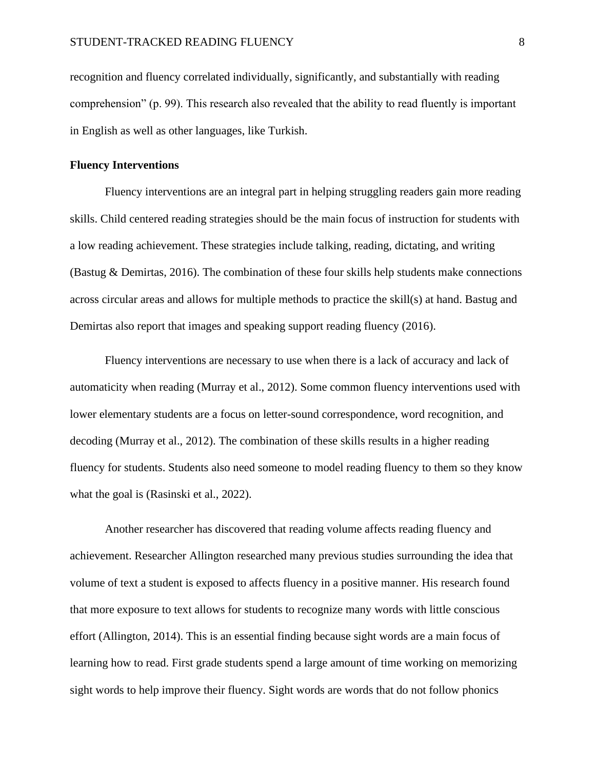recognition and fluency correlated individually, significantly, and substantially with reading comprehension" (p. 99). This research also revealed that the ability to read fluently is important in English as well as other languages, like Turkish.

## Fluency Interventions

Fluency interventions are an integral part in helping struggling readers gain more reading skills. Child centered reading strategies should be the main focus of instruction for students with a low reading achievement. These strategies include talking, reading, dictating, and writing (Bastug & Demirtas, 2016). The combination of these four skills help students make connections across circular areas and allows for multiple methods to practice the skill(s) at hand. Bastug and Demirtas also report that images and speaking support reading fluency (2016).

Fluency interventions are necessary to use when there is a lack of accuracy and lack of automaticity when reading (Murray et al., 2012). Some common fluency interventions used with lower elementary students are a focus on letter-sound correspondence, word recognition, and decoding (Murray et al., 2012). The combination of these skills results in a higher reading fluency for students. Students also need someone to model reading fluency to them so they know what the goal is (Rasinski et al., 2022).

Another researcher has discovered that reading volume affects reading fluency and achievement. Researcher Allington researched many previous studies surrounding the idea that volume of text a student is exposed to affects fluency in a positive manner. His research found that more exposure to text allows for students to recognize many words with little conscious effort (Allington, 2014). This is an essential finding because sight words are a main focus of learning how to read. First grade students spend a large amount of time working on memorizing sight words to help improve their fluency. Sight words are words that do not follow phonics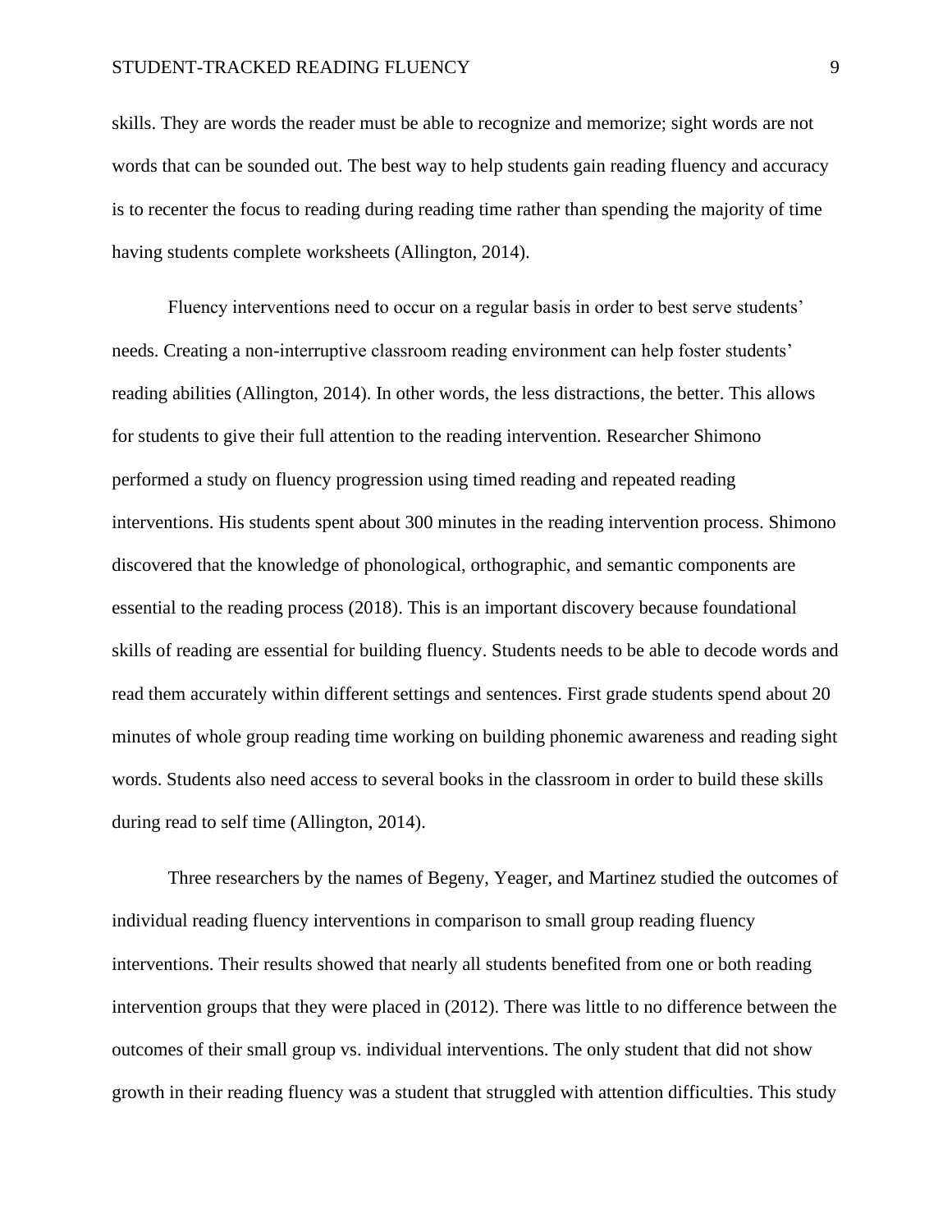skills. They are words the reader must be able to recognize and memorize; sight words are not words that can be sounded out. The best way to help students gain reading fluency and accuracy is to recenter the focus to reading during reading time rather than spending the majority of time having students complete worksheets (Allington, 2014).

Fluency interventions need to occur on a regular basis in order to best serve students' needs. Creating a non-interruptive classroom reading environment can help foster students' reading abilities (Allington, 2014). In other words, the less distractions, the better. This allows for students to give their full attention to the reading intervention. Researcher Shimono performed a study on fluency progression using timed reading and repeated reading interventions. His students spent about 300 minutes in the reading intervention process. Shimono discovered that the knowledge of phonological, orthographic, and semantic components are essential to the reading process (2018). This is an important discovery because foundational skills of reading are essential for building fluency. Students needs to be able to decode words and read them accurately within different settings and sentences. First grade students spend about 20 minutes of whole group reading time working on building phonemic awareness and reading sight words. Students also need access to several books in the classroom in order to build these skills during read to self time (Allington, 2014).

Three researchers by the names of Begeny, Yeager, and Martinez studied the outcomes of individual reading fluency interventions in comparison to small group reading fluency interventions. Their results showed that nearly all students benefited from one or both reading intervention groups that they were placed in (2012). There was little to no difference between the outcomes of their small group vs. individual interventions. The only student that did not show growth in their reading fluency was a student that struggled with attention difficulties. This study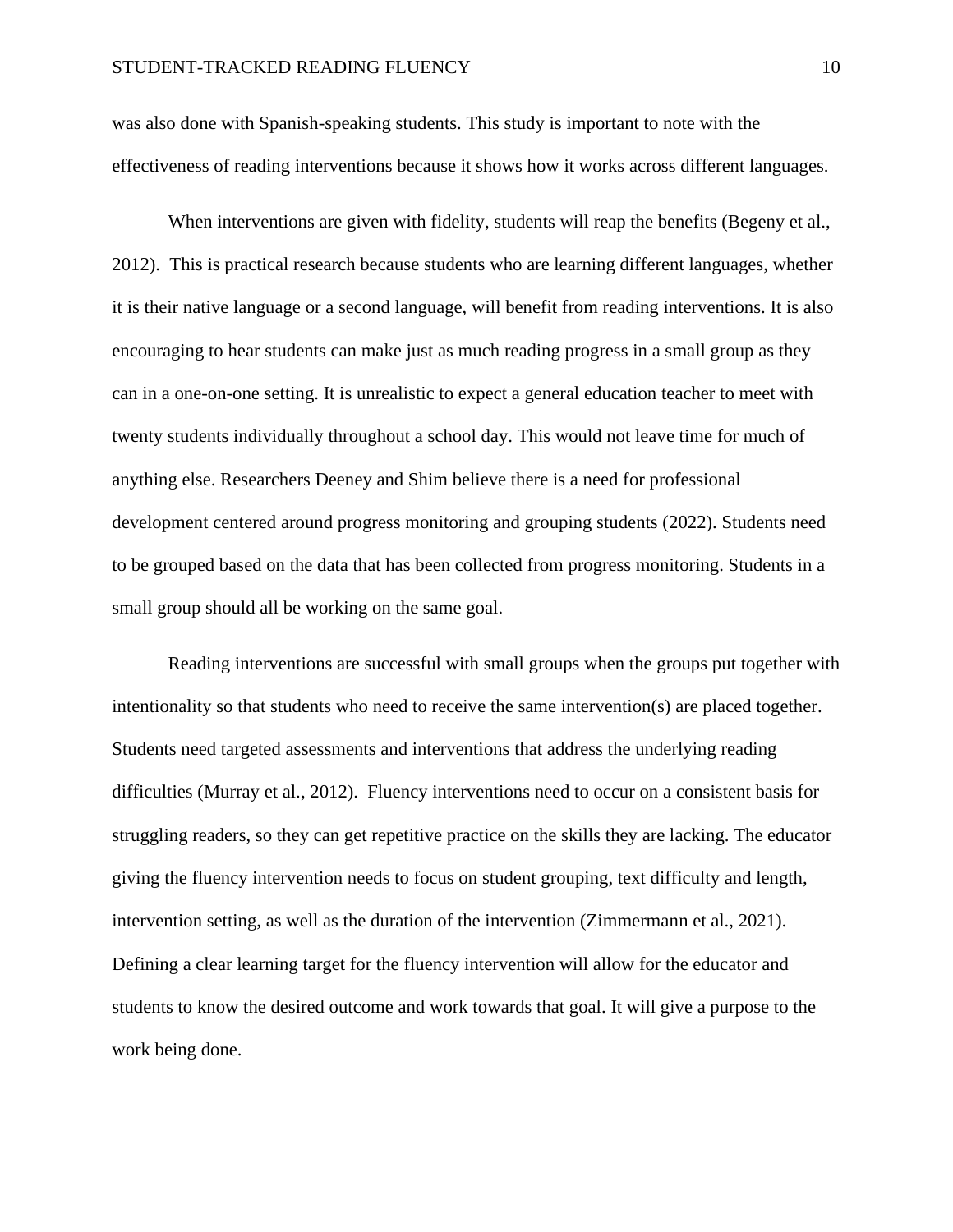was also done with Spanish-speaking students. This study is important to note with the effectiveness of reading interventions because it shows how it works across different languages.

When interventions are given with fidelity, students will reap the benefits (Begeny et al., 2012). This is practical research because students who are learning different languages, whether it is their native language or a second language, will benefit from reading interventions. It is also encouraging to hear students can make just as much reading progress in a small group as they can in a one-on-one setting. It is unrealistic to expect a general education teacher to meet with twenty students individually throughout a school day. This would not leave time for much of anything else. Researchers Deeney and Shim believe there is a need for professional development centered around progress monitoring and grouping students (2022). Students need to be grouped based on the data that has been collected from progress monitoring. Students in a small group should all be working on the same goal.

Reading interventions are successful with small groups when the groups put together with intentionality so that students who need to receive the same intervention(s) are placed together. Students need targeted assessments and interventions that address the underlying reading difficulties (Murray et al., 2012). Fluency interventions need to occur on a consistent basis for struggling readers, so they can get repetitive practice on the skills they are lacking. The educator giving the fluency intervention needs to focus on student grouping, text difficulty and length, intervention setting, as well as the duration of the intervention (Zimmermann et al., 2021). Defining a clear learning target for the fluency intervention will allow for the educator and students to know the desired outcome and work towards that goal. It will give a purpose to the work being done.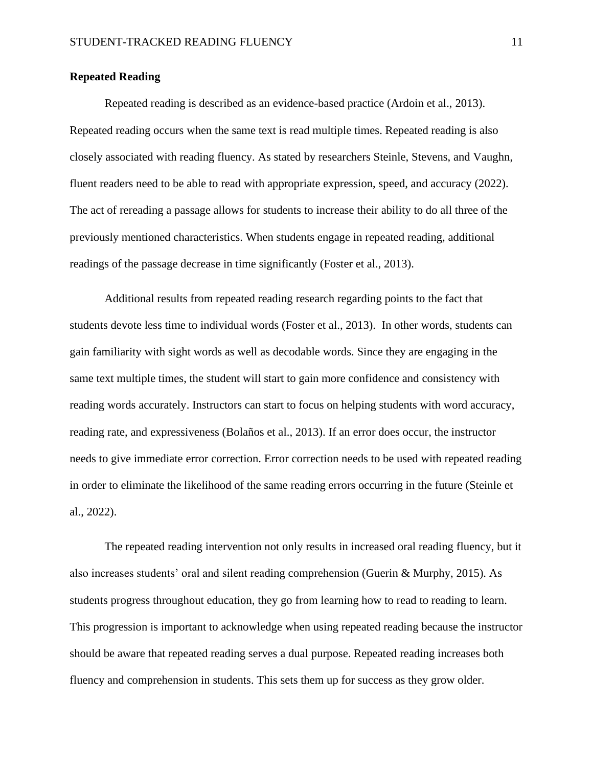## Repeated Reading

Repeated reading is described as an evidence-based practice (Ardoin et al., 2013). Repeated reading occurs when the same text is read multiple times. Repeated reading is also closely associated with reading fluency. As stated by researchers Steinle, Stevens, and Vaughn, fluent readers need to be able to read with appropriate expression, speed, and accuracy (2022). The act of rereading a passage allows for students to increase their ability to do all three of the previously mentioned characteristics. When students engage in repeated reading, additional readings of the passage decrease in time significantly (Foster et al., 2013).

Additional results from repeated reading research regarding points to the fact that students devote less time to individual words (Foster et al., 2013). In other words, students can gain familiarity with sight words as well as decodable words. Since they are engaging in the same text multiple times, the student will start to gain more confidence and consistency with reading words accurately. Instructors can start to focus on helping students with word accuracy, reading rate, and expressiveness (Bolaños et al., 2013). If an error does occur, the instructor needs to give immediate error correction. Error correction needs to be used with repeated reading in order to eliminate the likelihood of the same reading errors occurring in the future (Steinle et al., 2022).

The repeated reading intervention not only results in increased oral reading fluency, but it also increases students' oral and silent reading comprehension (Guerin & Murphy, 2015). As students progress throughout education, they go from learning how to read to reading to learn. This progression is important to acknowledge when using repeated reading because the instructor should be aware that repeated reading serves a dual purpose. Repeated reading increases both fluency and comprehension in students. This sets them up for success as they grow older.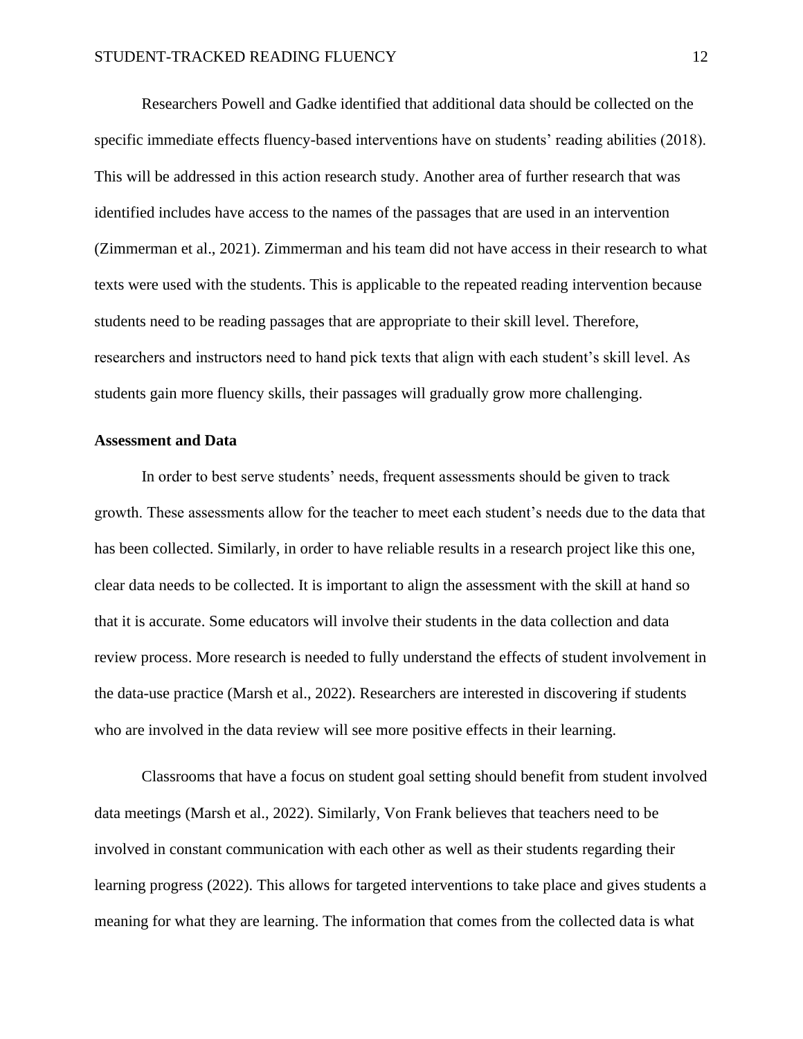Researchers Powell and Gadke identified that additional data should be collected on the specific immediate effects fluency-based interventions have on students' reading abilities (2018). This will be addressed in this action research study. Another area of further research that was identified includes have access to the names of the passages that are used in an intervention (Zimmerman et al., 2021). Zimmerman and his team did not have access in their research to what texts were used with the students. This is applicable to the repeated reading intervention because students need to be reading passages that are appropriate to their skill level. Therefore, researchers and instructors need to hand pick texts that align with each student's skill level. As students gain more fluency skills, their passages will gradually grow more challenging.

**Assessment and Data**

In order to best serve students' needs, frequent assessments should be given to track growth. These assessments allow for the teacher to meet each student's needs due to the data that has been collected. Similarly, in order to have reliable results in a research project like this one, clear data needs to be collected. It is important to align the assessment with the skill at hand so that it is accurate. Some educators will involve their students in the data collection and data review process. More research is needed to fully understand the effects of student involvement in the data-use practice (Marsh et al., 2022). Researchers are interested in discovering if students who are involved in the data review will see more positive effects in their learning.

Classrooms that have a focus on student goal setting should benefit from student involved data meetings (Marsh et al., 2022). Similarly, Von Frank believes that teachers need to be involved in constant communication with each other as well as their students regarding their learning progress (2022). This allows for targeted interventions to take place and gives students a meaning for what they are learning. The information that comes from the collected data is what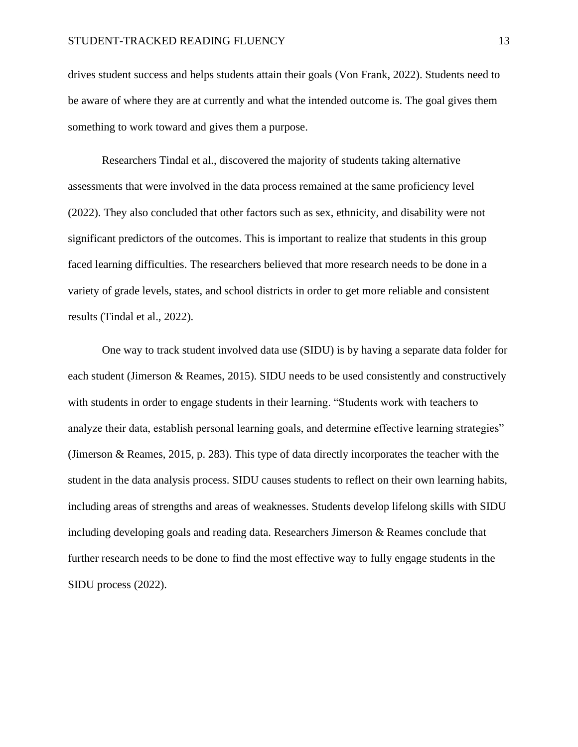drives student success and helps students attain their goals (Von Frank, 2022). Students need to be aware of where they are at currently and what the intended outcome is. The goal gives them something to work toward and gives them a purpose.

Researchers Tindal et al., discovered the majority of students taking alternative assessments that were involved in the data process remained at the same proficiency level (2022). They also concluded that other factors such as sex, ethnicity, and disability were not significant predictors of the outcomes. This is important to realize that students in this group faced learning difficulties. The researchers believed that more research needs to be done in a variety of grade levels, states, and school districts in order to get more reliable and consistent results (Tindal et al., 2022).

One way to track student involved data use (SIDU) is by having a separate data folder for each student (Jimerson & Reames, 2015). SIDU needs to be used consistently and constructively with students in order to engage students in their learning. “Students work with teachers to analyze their data, establish personal learning goals, and determine effective learning strategies” (Jimerson & Reames, 2015, p. 283). This type of data directly incorporates the teacher with the student in the data analysis process. SIDU causes students to reflect on their own learning habits, including areas of strengths and areas of weaknesses. Students develop lifelong skills with SIDU including developing goals and reading data. Researchers Jimerson & Reames conclude that further research needs to be done to find the most effective way to fully engage students in the SIDU process (2022).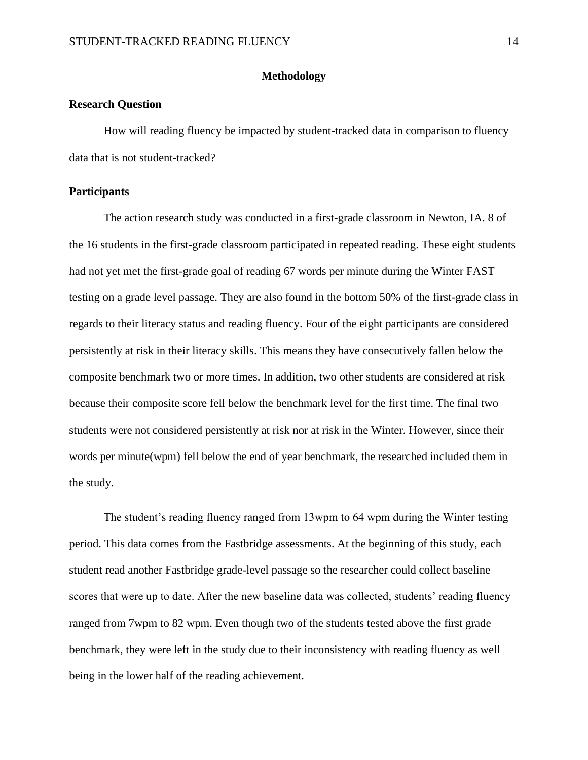## Methodology

### Research Question

How will reading fluency be impacted by student-tracked data in comparison to fluency data that is not student-tracked?

### Participants

The action research study was conducted in a first-grade classroom in Newton, IA. 8 of the 16 students in the first-grade classroom participated in repeated reading. These eight students had not yet met the first-grade goal of reading 67 words per minute during the Winter FAST testing on a grade level passage. They are also found in the bottom 50% of the first-grade class in regards to their literacy status and reading fluency. Four of the eight participants are considered persistently at risk in their literacy skills. This means they have consecutively fallen below the composite benchmark two or more times. In addition, two other students are considered at risk because their composite score fell below the benchmark level for the first time. The final two students were not considered persistently at risk nor at risk in the Winter. However, since their words per minute(wpm) fell below the end of year benchmark, the researched included them in the study.

The student's reading fluency ranged from 13wpm to 64 wpm during the Winter testing period. This data comes from the Fastbridge assessments. At the beginning of this study, each student read another Fastbridge grade-level passage so the researcher could collect baseline scores that were up to date. After the new baseline data was collected, students' reading fluency ranged from 7wpm to 82 wpm. Even though two of the students tested above the first grade benchmark, they were left in the study due to their inconsistency with reading fluency as well being in the lower half of the reading achievement.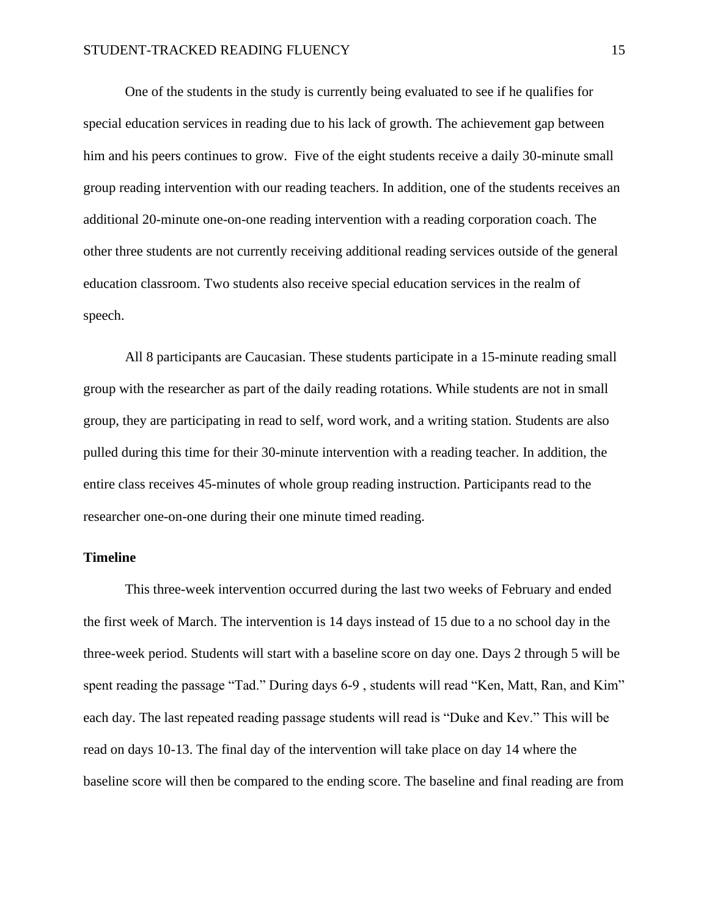One of the students in the study is currently being evaluated to see if he qualifies for special education services in reading due to his lack of growth. The achievement gap between him and his peers continues to grow.  Five of the eight students receive a daily 30-minute small group reading intervention with our reading teachers. In addition, one of the students receives an additional 20-minute one-on-one reading intervention with a reading corporation coach. The other three students are not currently receiving additional reading services outside of the general education classroom. Two students also receive special education services in the realm of speech.

All 8 participants are Caucasian. These students participate in a 15-minute reading small group with the researcher as part of the daily reading rotations. While students are not in small group, they are participating in read to self, word work, and a writing station. Students are also pulled during this time for their 30-minute intervention with a reading teacher. In addition, the entire class receives 45-minutes of whole group reading instruction. Participants read to the researcher one-on-one during their one minute timed reading.

### Timeline

This three-week intervention occurred during the last two weeks of February and ended the first week of March. The intervention is 14 days instead of 15 due to a no school day in the three-week period. Students will start with a baseline score on day one. Days 2 through 5 will be spent reading the passage "Tad." During days 6-9 , students will read "Ken, Matt, Ran, and Kim" each day. The last repeated reading passage students will read is "Duke and Kev." This will be read on days 10-13. The final day of the intervention will take place on day 14 where the baseline score will then be compared to the ending score. The baseline and final reading are from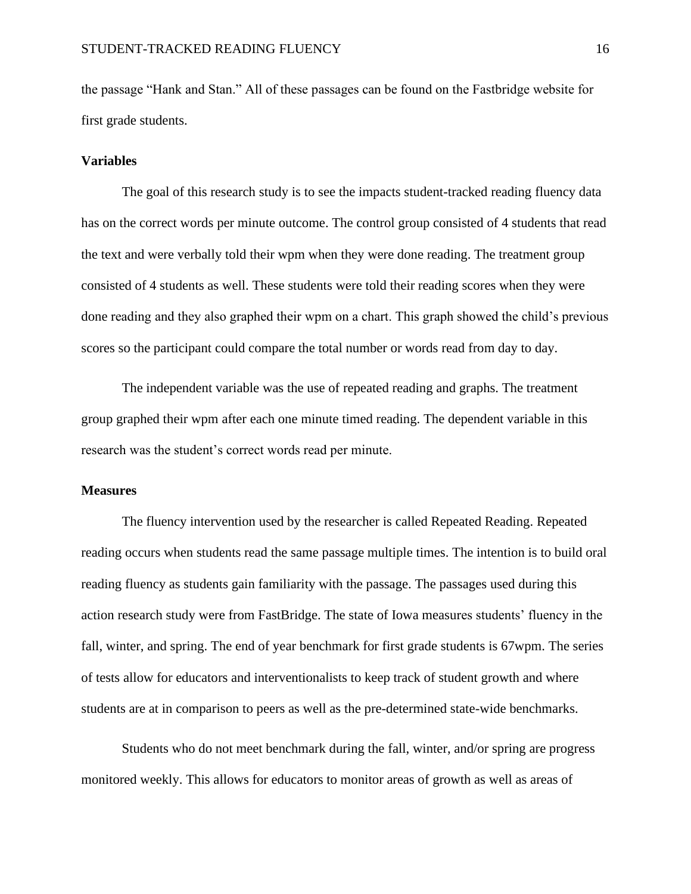the passage "Hank and Stan." All of these passages can be found on the Fastbridge website for first grade students.

## Variables

The goal of this research study is to see the impacts student-tracked reading fluency data has on the correct words per minute outcome. The control group consisted of 4 students that read the text and were verbally told their wpm when they were done reading. The treatment group consisted of 4 students as well. These students were told their reading scores when they were done reading and they also graphed their wpm on a chart. This graph showed the child's previous scores so the participant could compare the total number or words read from day to day.

The independent variable was the use of repeated reading and graphs. The treatment group graphed their wpm after each one minute timed reading. The dependent variable in this research was the student's correct words read per minute.

## Measures

The fluency intervention used by the researcher is called Repeated Reading. Repeated reading occurs when students read the same passage multiple times. The intention is to build oral reading fluency as students gain familiarity with the passage. The passages used during this action research study were from FastBridge. The state of Iowa measures students' fluency in the fall, winter, and spring. The end of year benchmark for first grade students is 67wpm. The series of tests allow for educators and interventionalists to keep track of student growth and where students are at in comparison to peers as well as the pre-determined state-wide benchmarks.

Students who do not meet benchmark during the fall, winter, and/or spring are progress monitored weekly. This allows for educators to monitor areas of growth as well as areas of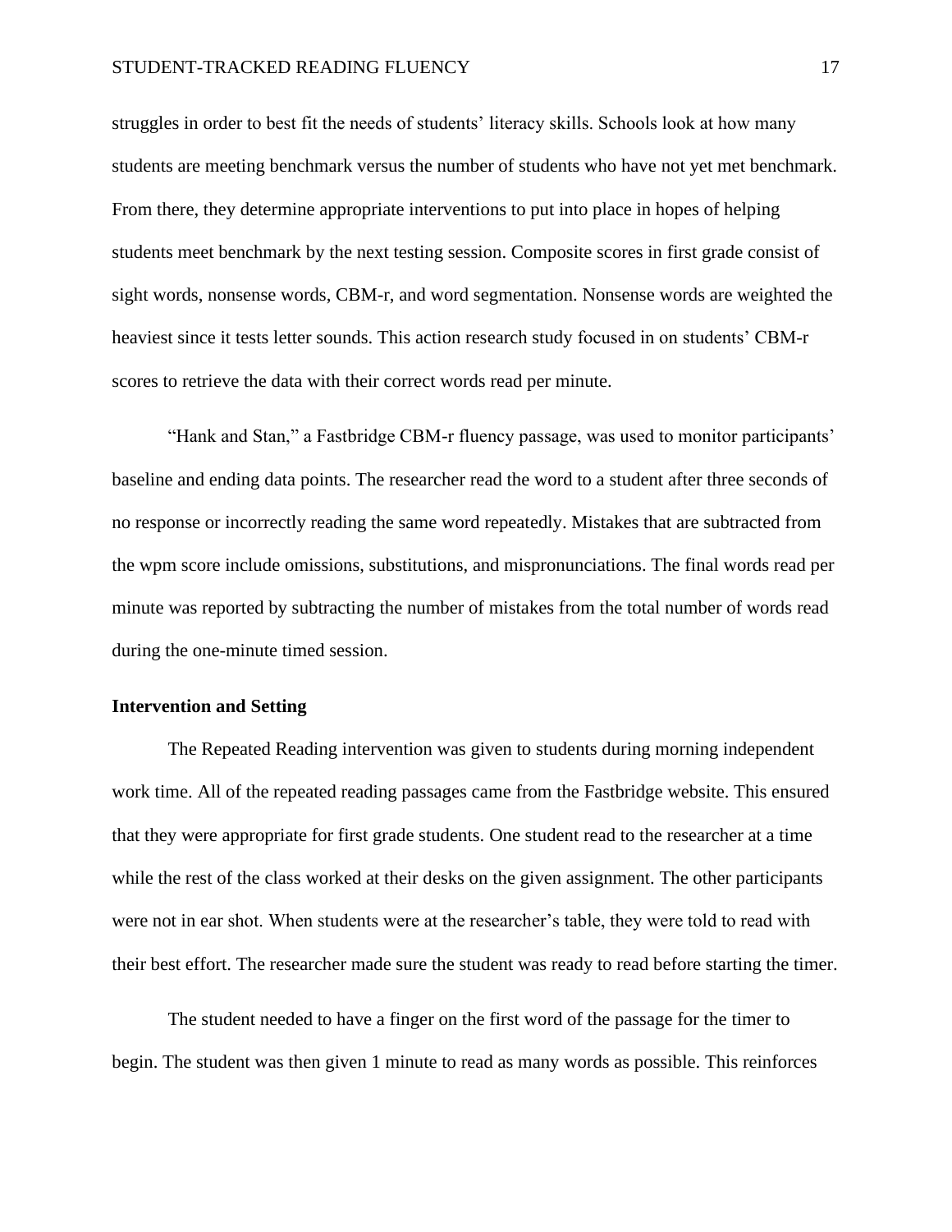struggles in order to best fit the needs of students' literacy skills. Schools look at how many students are meeting benchmark versus the number of students who have not yet met benchmark. From there, they determine appropriate interventions to put into place in hopes of helping students meet benchmark by the next testing session. Composite scores in first grade consist of sight words, nonsense words, CBM-r, and word segmentation. Nonsense words are weighted the heaviest since it tests letter sounds. This action research study focused in on students' CBM-r scores to retrieve the data with their correct words read per minute.

"Hank and Stan," a Fastbridge CBM-r fluency passage, was used to monitor participants' baseline and ending data points. The researcher read the word to a student after three seconds of no response or incorrectly reading the same word repeatedly. Mistakes that are subtracted from the wpm score include omissions, substitutions, and mispronunciations. The final words read per minute was reported by subtracting the number of mistakes from the total number of words read during the one-minute timed session.

**Intervention and Setting**

The Repeated Reading intervention was given to students during morning independent work time. All of the repeated reading passages came from the Fastbridge website. This ensured that they were appropriate for first grade students. One student read to the researcher at a time while the rest of the class worked at their desks on the given assignment. The other participants were not in ear shot. When students were at the researcher's table, they were told to read with their best effort. The researcher made sure the student was ready to read before starting the timer.

The student needed to have a finger on the first word of the passage for the timer to begin. The student was then given 1 minute to read as many words as possible. This reinforces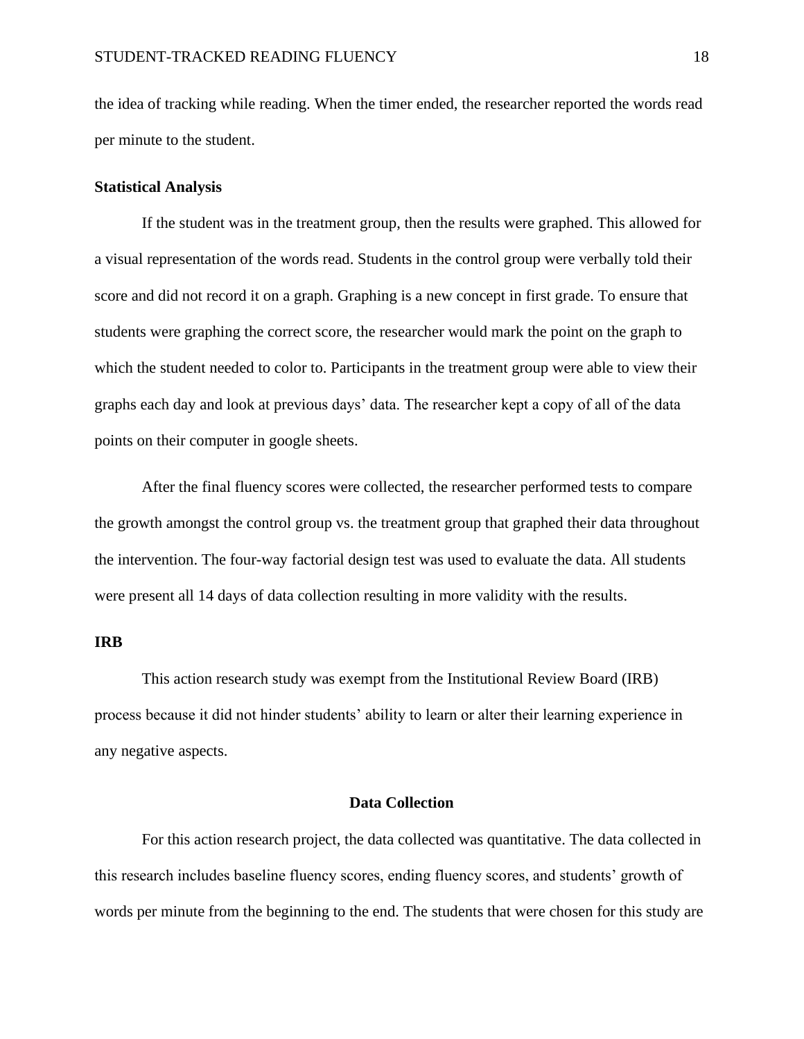the idea of tracking while reading. When the timer ended, the researcher reported the words read per minute to the student.

### Statistical Analysis

If the student was in the treatment group, then the results were graphed. This allowed for a visual representation of the words read. Students in the control group were verbally told their score and did not record it on a graph. Graphing is a new concept in first grade. To ensure that students were graphing the correct score, the researcher would mark the point on the graph to which the student needed to color to. Participants in the treatment group were able to view their graphs each day and look at previous days' data. The researcher kept a copy of all of the data points on their computer in google sheets.

After the final fluency scores were collected, the researcher performed tests to compare the growth amongst the control group vs. the treatment group that graphed their data throughout the intervention. The four-way factorial design test was used to evaluate the data. All students were present all 14 days of data collection resulting in more validity with the results.

### IRB

This action research study was exempt from the Institutional Review Board (IRB) process because it did not hinder students' ability to learn or alter their learning experience in any negative aspects.

## Data Collection

For this action research project, the data collected was quantitative. The data collected in this research includes baseline fluency scores, ending fluency scores, and students' growth of words per minute from the beginning to the end. The students that were chosen for this study are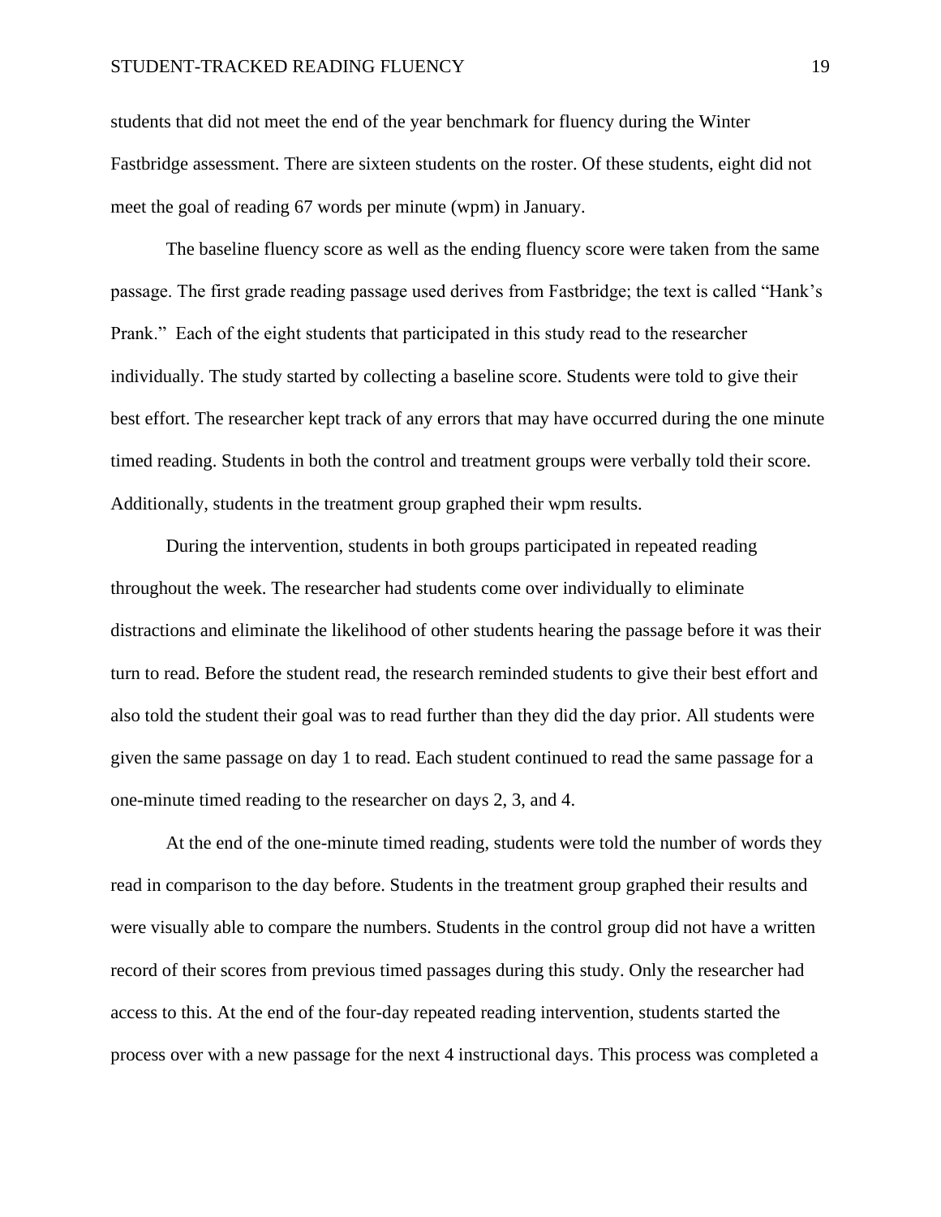students that did not meet the end of the year benchmark for fluency during the Winter Fastbridge assessment. There are sixteen students on the roster. Of these students, eight did not meet the goal of reading 67 words per minute (wpm) in January.

The baseline fluency score as well as the ending fluency score were taken from the same passage. The first grade reading passage used derives from Fastbridge; the text is called “Hank’s Prank.” Each of the eight students that participated in this study read to the researcher individually. The study started by collecting a baseline score. Students were told to give their best effort. The researcher kept track of any errors that may have occurred during the one minute timed reading. Students in both the control and treatment groups were verbally told their score. Additionally, students in the treatment group graphed their wpm results.

During the intervention, students in both groups participated in repeated reading throughout the week. The researcher had students come over individually to eliminate distractions and eliminate the likelihood of other students hearing the passage before it was their turn to read. Before the student read, the research reminded students to give their best effort and also told the student their goal was to read further than they did the day prior. All students were given the same passage on day 1 to read. Each student continued to read the same passage for a one-minute timed reading to the researcher on days 2, 3, and 4.

At the end of the one-minute timed reading, students were told the number of words they read in comparison to the day before. Students in the treatment group graphed their results and were visually able to compare the numbers. Students in the control group did not have a written record of their scores from previous timed passages during this study. Only the researcher had access to this. At the end of the four-day repeated reading intervention, students started the process over with a new passage for the next 4 instructional days. This process was completed a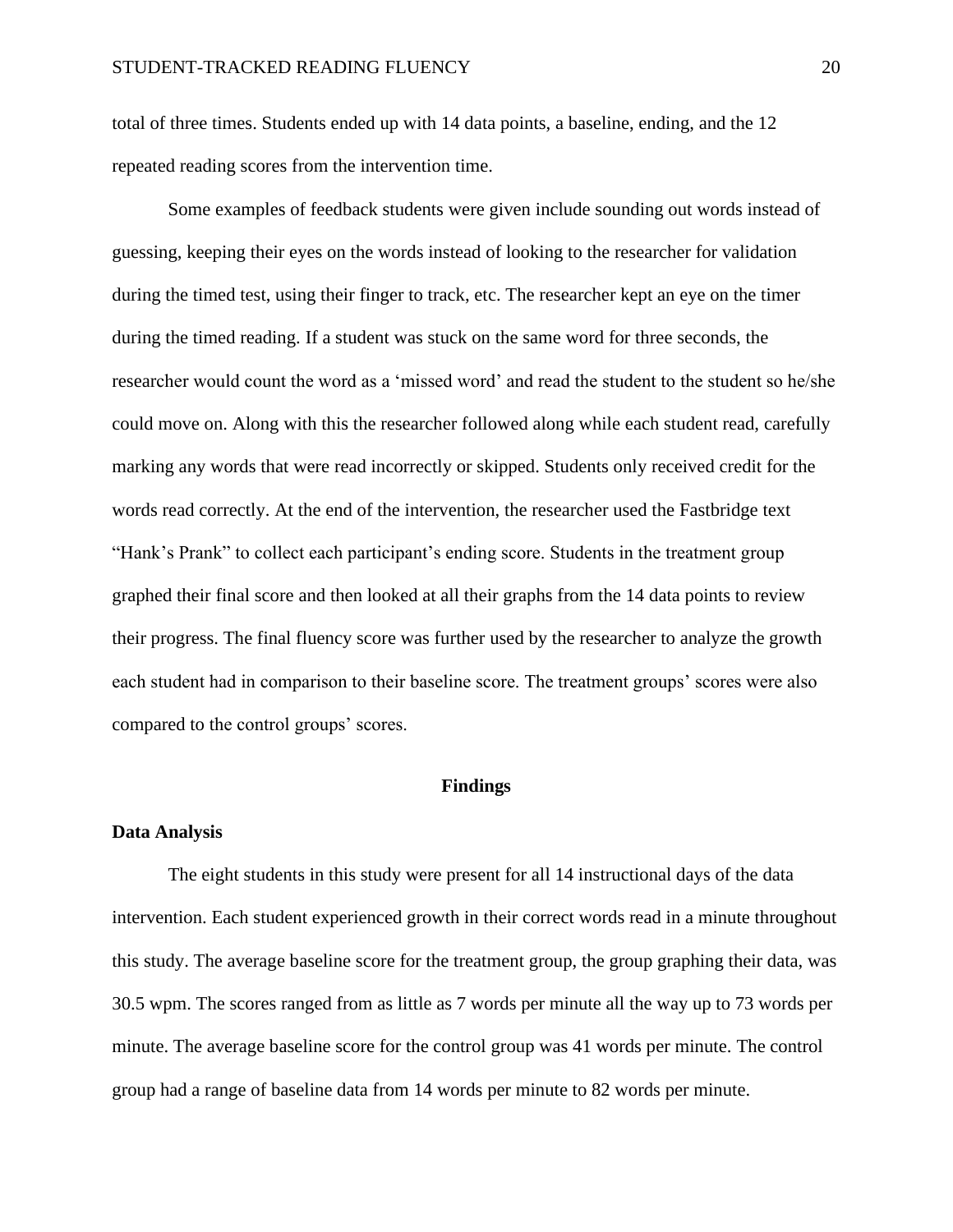total of three times. Students ended up with 14 data points, a baseline, ending, and the 12 repeated reading scores from the intervention time.

Some examples of feedback students were given include sounding out words instead of guessing, keeping their eyes on the words instead of looking to the researcher for validation during the timed test, using their finger to track, etc. The researcher kept an eye on the timer during the timed reading. If a student was stuck on the same word for three seconds, the researcher would count the word as a 'missed word' and read the student to the student so he/she could move on. Along with this the researcher followed along while each student read, carefully marking any words that were read incorrectly or skipped. Students only received credit for the words read correctly. At the end of the intervention, the researcher used the Fastbridge text "Hank's Prank" to collect each participant's ending score. Students in the treatment group graphed their final score and then looked at all their graphs from the 14 data points to review their progress. The final fluency score was further used by the researcher to analyze the growth each student had in comparison to their baseline score. The treatment groups' scores were also compared to the control groups' scores.

## Findings

### Data Analysis

The eight students in this study were present for all 14 instructional days of the data intervention. Each student experienced growth in their correct words read in a minute throughout this study. The average baseline score for the treatment group, the group graphing their data, was 30.5 wpm. The scores ranged from as little as 7 words per minute all the way up to 73 words per minute. The average baseline score for the control group was 41 words per minute. The control group had a range of baseline data from 14 words per minute to 82 words per minute.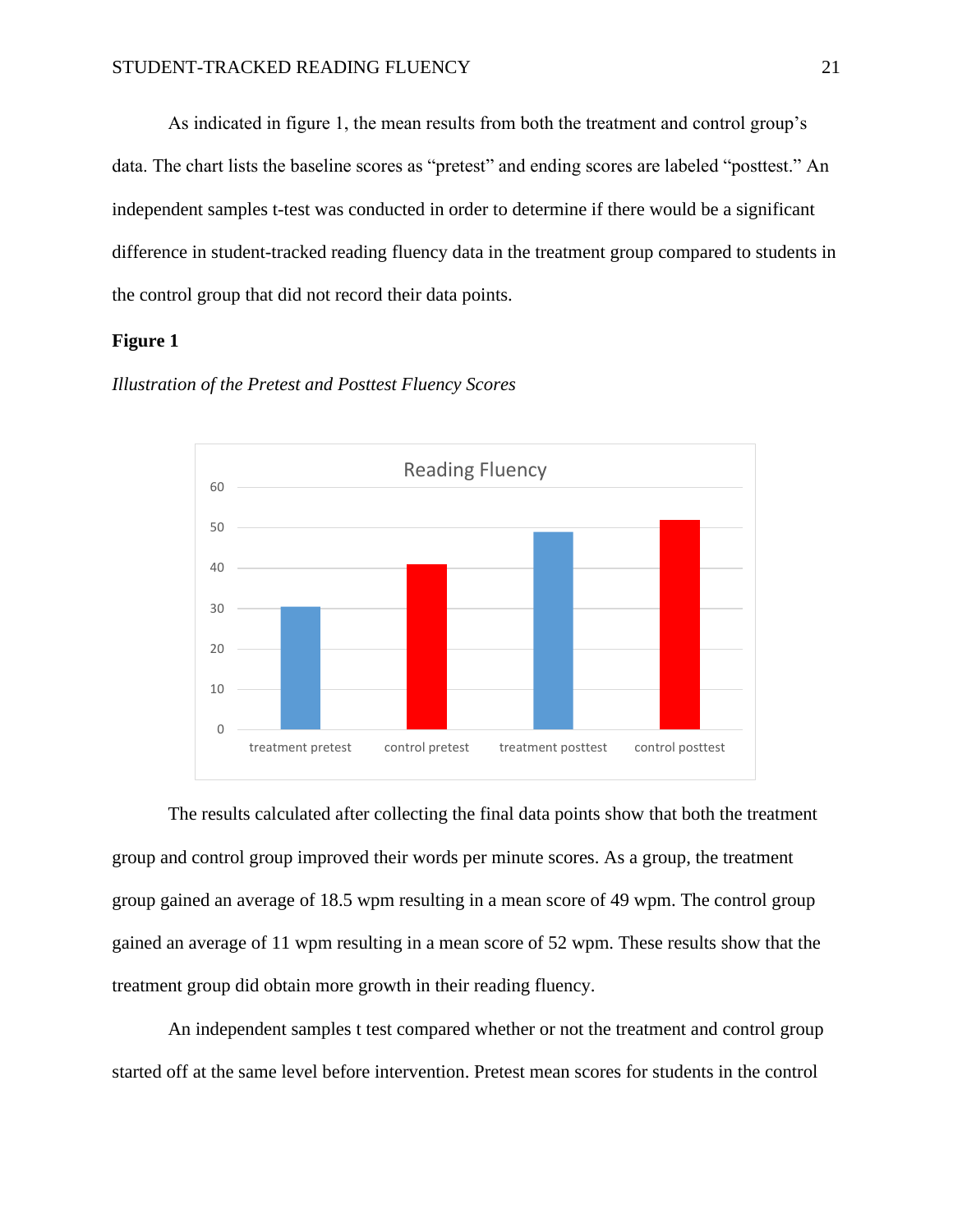As indicated in figure 1, the mean results from both the treatment and control group's data. The chart lists the baseline scores as "pretest" and ending scores are labeled "posttest." An independent samples t-test was conducted in order to determine if there would be a significant difference in student-tracked reading fluency data in the treatment group compared to students in the control group that did not record their data points.

**Figure 1**

*Illustration of the Pretest and Posttest Fluency Scores*

The results calculated after collecting the final data points show that both the treatment group and control group improved their words per minute scores. As a group, the treatment group gained an average of 18.5 wpm resulting in a mean score of 49 wpm. The control group gained an average of 11 wpm resulting in a mean score of 52 wpm. These results show that the treatment group did obtain more growth in their reading fluency.

An independent samples t test compared whether or not the treatment and control group started off at the same level before intervention. Pretest mean scores for students in the control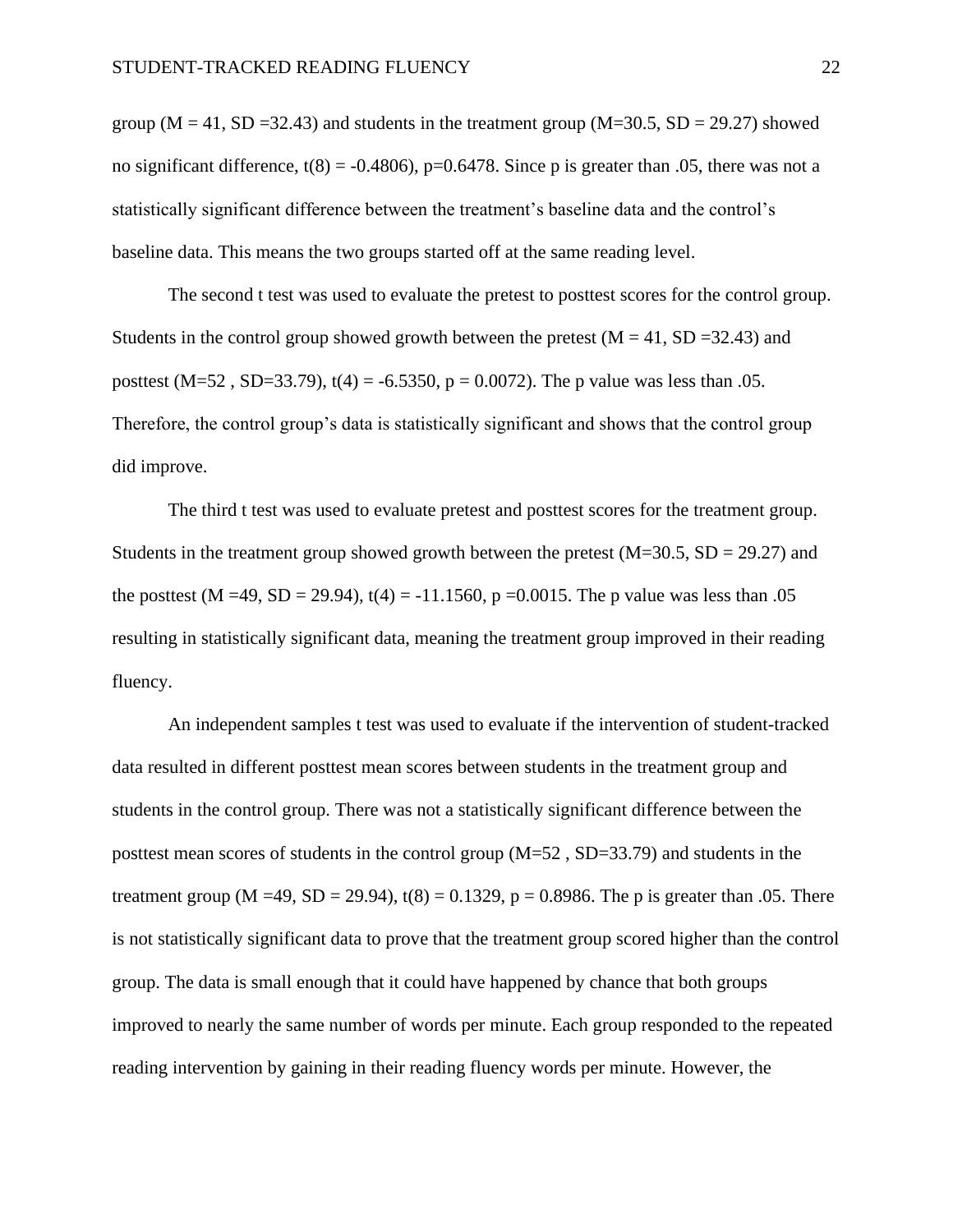group ($M = 41$, $SD = 32.43$) and students in the treatment group ($M=30.5$, $SD = 29.27$) showed no significant difference, $t(8) = -0.4806$), $p=0.6478$. Since p is greater than .05, there was not a statistically significant difference between the treatment's baseline data and the control's baseline data. This means the two groups started off at the same reading level.

The second t test was used to evaluate the pretest to posttest scores for the control group. Students in the control group showed growth between the pretest ($M = 41$, $SD = 32.43$) and posttest ($M=52$ , $SD=33.79$), $t(4) = -6.5350$, $p = 0.0072$). The p value was less than .05. Therefore, the control group's data is statistically significant and shows that the control group did improve.

The third t test was used to evaluate pretest and posttest scores for the treatment group. Students in the treatment group showed growth between the pretest ($M=30.5$, $SD = 29.27$) and the posttest ($M =49$, $SD = 29.94$), $t(4) = -11.1560$, $p =0.0015$. The p value was less than .05 resulting in statistically significant data, meaning the treatment group improved in their reading fluency.

An independent samples t test was used to evaluate if the intervention of student-tracked data resulted in different posttest mean scores between students in the treatment group and students in the control group. There was not a statistically significant difference between the posttest mean scores of students in the control group ($M=52$ , $SD=33.79$) and students in the treatment group ($M =49$, $SD = 29.94$), $t(8) = 0.1329$, $p = 0.8986$. The p is greater than .05. There is not statistically significant data to prove that the treatment group scored higher than the control group. The data is small enough that it could have happened by chance that both groups improved to nearly the same number of words per minute. Each group responded to the repeated reading intervention by gaining in their reading fluency words per minute. However, the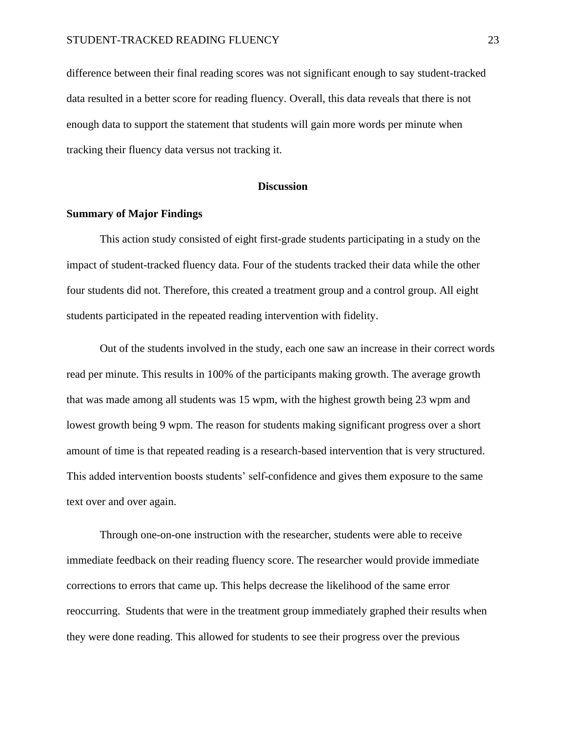difference between their final reading scores was not significant enough to say student-tracked data resulted in a better score for reading fluency. Overall, this data reveals that there is not enough data to support the statement that students will gain more words per minute when tracking their fluency data versus not tracking it.

## Discussion

### Summary of Major Findings

This action study consisted of eight first-grade students participating in a study on the impact of student-tracked fluency data. Four of the students tracked their data while the other four students did not. Therefore, this created a treatment group and a control group. All eight students participated in the repeated reading intervention with fidelity.

Out of the students involved in the study, each one saw an increase in their correct words read per minute. This results in 100% of the participants making growth. The average growth that was made among all students was 15 wpm, with the highest growth being 23 wpm and lowest growth being 9 wpm. The reason for students making significant progress over a short amount of time is that repeated reading is a research-based intervention that is very structured. This added intervention boosts students' self-confidence and gives them exposure to the same text over and over again.

Through one-on-one instruction with the researcher, students were able to receive immediate feedback on their reading fluency score. The researcher would provide immediate corrections to errors that came up. This helps decrease the likelihood of the same error reoccurring. Students that were in the treatment group immediately graphed their results when they were done reading. This allowed for students to see their progress over the previous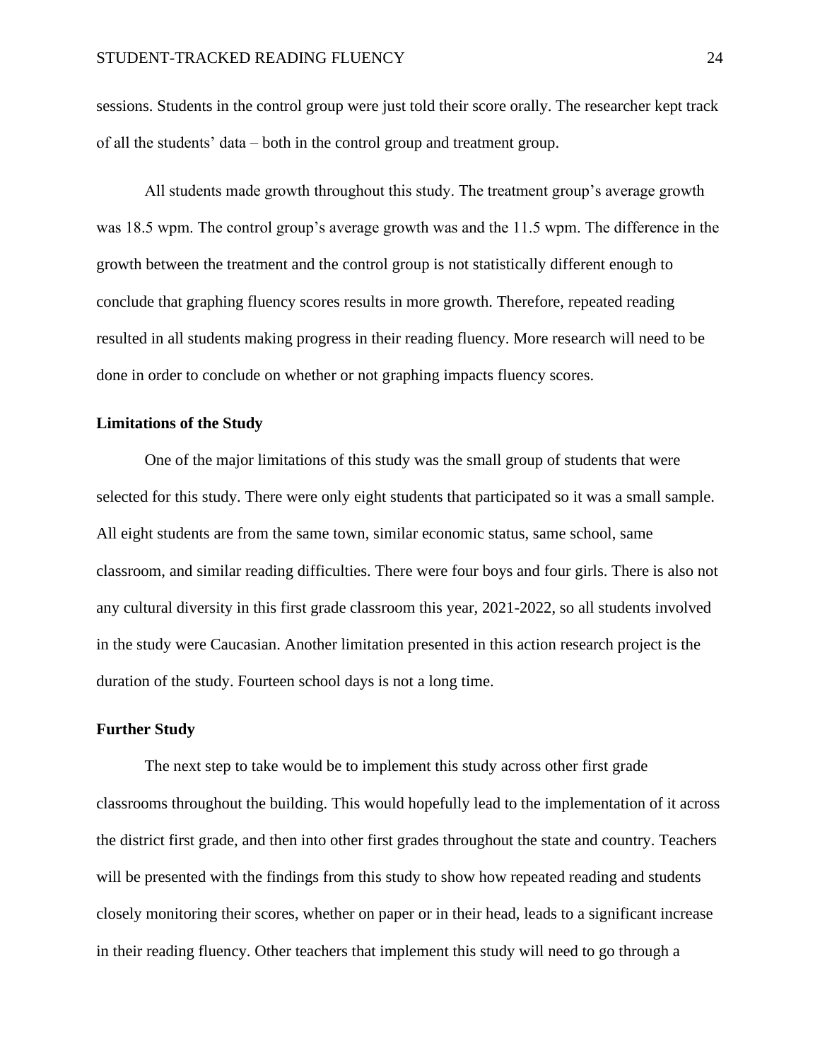sessions. Students in the control group were just told their score orally. The researcher kept track of all the students' data – both in the control group and treatment group.

All students made growth throughout this study. The treatment group's average growth was 18.5 wpm. The control group's average growth was and the 11.5 wpm. The difference in the growth between the treatment and the control group is not statistically different enough to conclude that graphing fluency scores results in more growth. Therefore, repeated reading resulted in all students making progress in their reading fluency. More research will need to be done in order to conclude on whether or not graphing impacts fluency scores.

**Limitations of the Study**

One of the major limitations of this study was the small group of students that were selected for this study. There were only eight students that participated so it was a small sample. All eight students are from the same town, similar economic status, same school, same classroom, and similar reading difficulties. There were four boys and four girls. There is also not any cultural diversity in this first grade classroom this year, 2021-2022, so all students involved in the study were Caucasian. Another limitation presented in this action research project is the duration of the study. Fourteen school days is not a long time.

**Further Study**

The next step to take would be to implement this study across other first grade classrooms throughout the building. This would hopefully lead to the implementation of it across the district first grade, and then into other first grades throughout the state and country. Teachers will be presented with the findings from this study to show how repeated reading and students closely monitoring their scores, whether on paper or in their head, leads to a significant increase in their reading fluency. Other teachers that implement this study will need to go through a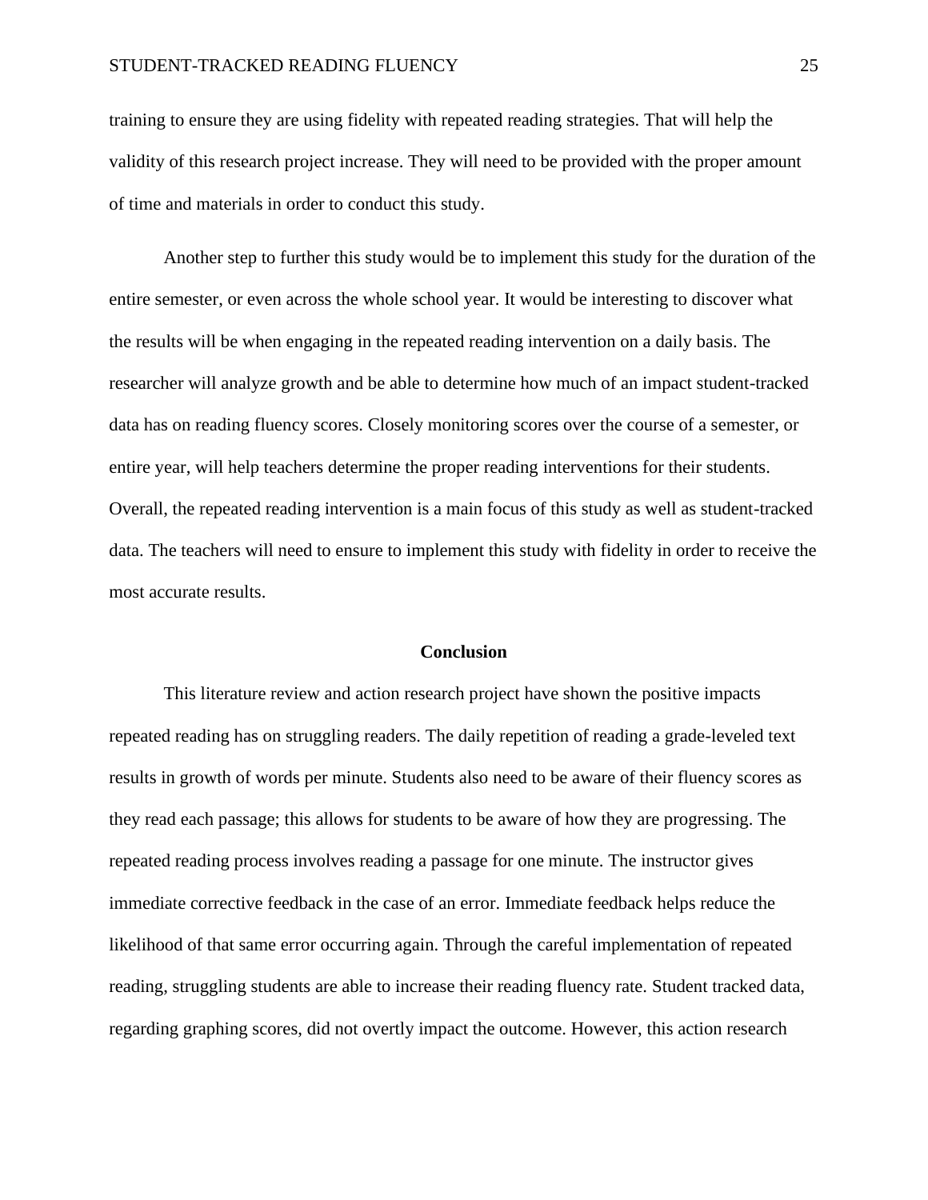training to ensure they are using fidelity with repeated reading strategies. That will help the validity of this research project increase. They will need to be provided with the proper amount of time and materials in order to conduct this study.

Another step to further this study would be to implement this study for the duration of the entire semester, or even across the whole school year. It would be interesting to discover what the results will be when engaging in the repeated reading intervention on a daily basis. The researcher will analyze growth and be able to determine how much of an impact student-tracked data has on reading fluency scores. Closely monitoring scores over the course of a semester, or entire year, will help teachers determine the proper reading interventions for their students. Overall, the repeated reading intervention is a main focus of this study as well as student-tracked data. The teachers will need to ensure to implement this study with fidelity in order to receive the most accurate results.

## Conclusion

This literature review and action research project have shown the positive impacts repeated reading has on struggling readers. The daily repetition of reading a grade-leveled text results in growth of words per minute. Students also need to be aware of their fluency scores as they read each passage; this allows for students to be aware of how they are progressing. The repeated reading process involves reading a passage for one minute. The instructor gives immediate corrective feedback in the case of an error. Immediate feedback helps reduce the likelihood of that same error occurring again. Through the careful implementation of repeated reading, struggling students are able to increase their reading fluency rate. Student tracked data, regarding graphing scores, did not overtly impact the outcome. However, this action research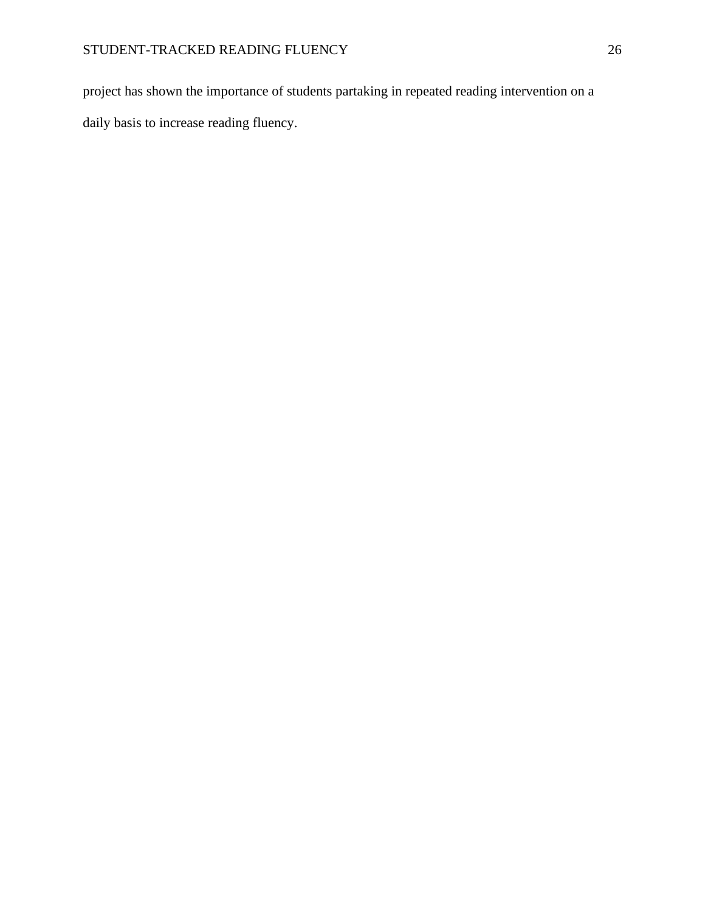project has shown the importance of students partaking in repeated reading intervention on a daily basis to increase reading fluency.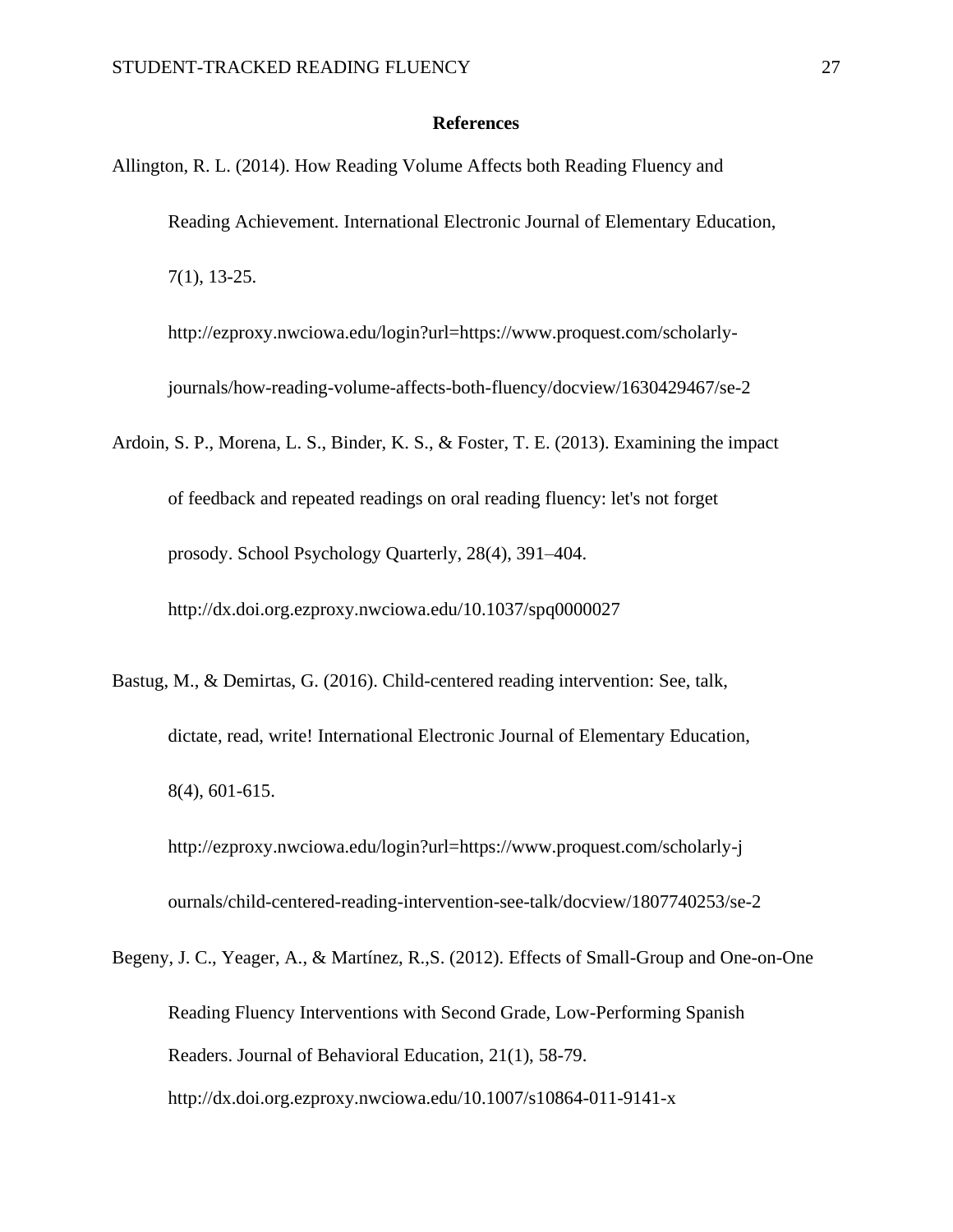# References

Allington, R. L. (2014). How Reading Volume Affects both Reading Fluency and Reading Achievement. International Electronic Journal of Elementary Education, 7(1), 13-25. http://ezproxy.nwciowa.edu/login?url=https://www.proquest.com/scholarly-journals/how-reading-volume-affects-both-fluency/docview/1630429467/se-2

Ardoin, S. P., Morena, L. S., Binder, K. S., & Foster, T. E. (2013). Examining the impact of feedback and repeated readings on oral reading fluency: let's not forget prosody. School Psychology Quarterly, 28(4), 391–404. http://dx.doi.org.ezproxy.nwciowa.edu/10.1037/spq0000027

Bastug, M., & Demirtas, G. (2016). Child-centered reading intervention: See, talk, dictate, read, write! International Electronic Journal of Elementary Education, 8(4), 601-615. http://ezproxy.nwciowa.edu/login?url=https://www.proquest.com/scholarly-journals/child-centered-reading-intervention-see-talk/docview/1807740253/se-2

Begeny, J. C., Yeager, A., & Martínez, R.,S. (2012). Effects of Small-Group and One-on-One Reading Fluency Interventions with Second Grade, Low-Performing Spanish Readers. Journal of Behavioral Education, 21(1), 58-79. http://dx.doi.org.ezproxy.nwciowa.edu/10.1007/s10864-011-9141-x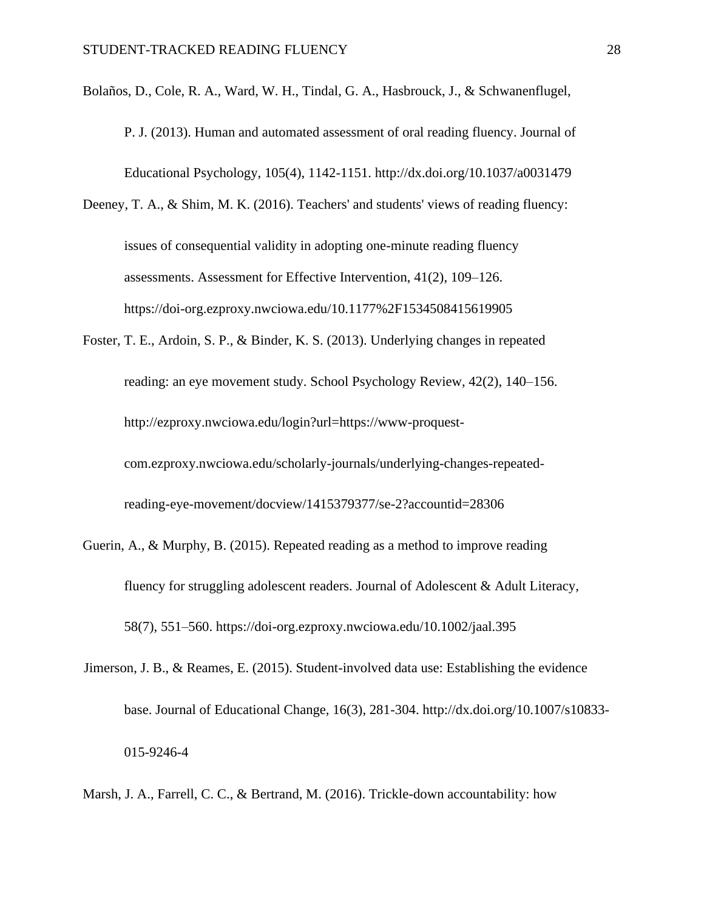Bolaños, D., Cole, R. A., Ward, W. H., Tindal, G. A., Hasbrouck, J., & Schwanenflugel, P. J. (2013). Human and automated assessment of oral reading fluency. Journal of Educational Psychology, 105(4), 1142-1151. http://dx.doi.org/10.1037/a0031479

Deeney, T. A., & Shim, M. K. (2016). Teachers' and students' views of reading fluency: issues of consequential validity in adopting one-minute reading fluency assessments. Assessment for Effective Intervention, 41(2), 109–126. https://doi-org.ezproxy.nwciowa.edu/10.1177%2F1534508415619905

Foster, T. E., Ardoin, S. P., & Binder, K. S. (2013). Underlying changes in repeated reading: an eye movement study. School Psychology Review, 42(2), 140–156. http://ezproxy.nwciowa.edu/login?url=https://www-proquest-com.ezproxy.nwciowa.edu/scholarly-journals/underlying-changes-repeated-reading-eye-movement/docview/1415379377/se-2?accountid=28306

Guerin, A., & Murphy, B. (2015). Repeated reading as a method to improve reading fluency for struggling adolescent readers. Journal of Adolescent & Adult Literacy, 58(7), 551–560. https://doi-org.ezproxy.nwciowa.edu/10.1002/jaal.395

Jimerson, J. B., & Reames, E. (2015). Student-involved data use: Establishing the evidence base. Journal of Educational Change, 16(3), 281-304. http://dx.doi.org/10.1007/s10833-015-9246-4

Marsh, J. A., Farrell, C. C., & Bertrand, M. (2016). Trickle-down accountability: how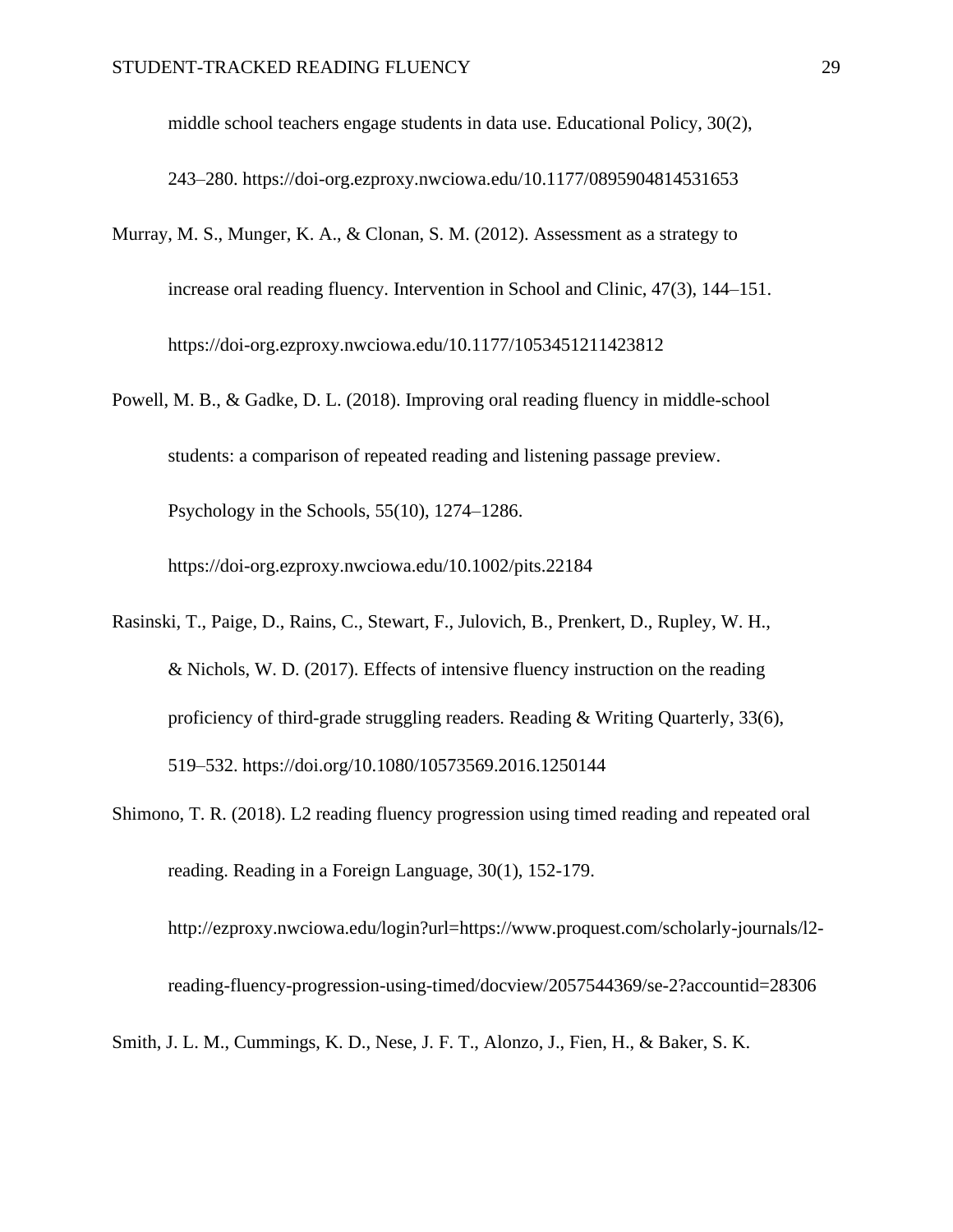middle school teachers engage students in data use. Educational Policy, 30(2), 243–280. https://doi-org.ezproxy.nwciowa.edu/10.1177/0895904814531653

Murray, M. S., Munger, K. A., & Clonan, S. M. (2012). Assessment as a strategy to increase oral reading fluency. Intervention in School and Clinic, 47(3), 144–151. https://doi-org.ezproxy.nwciowa.edu/10.1177/1053451211423812

Powell, M. B., & Gadke, D. L. (2018). Improving oral reading fluency in middle-school students: a comparison of repeated reading and listening passage preview. Psychology in the Schools, 55(10), 1274–1286. https://doi-org.ezproxy.nwciowa.edu/10.1002/pits.22184

Rasinski, T., Paige, D., Rains, C., Stewart, F., Julovich, B., Prenkert, D., Rupley, W. H., & Nichols, W. D. (2017). Effects of intensive fluency instruction on the reading proficiency of third-grade struggling readers. Reading & Writing Quarterly, 33(6), 519–532. https://doi.org/10.1080/10573569.2016.1250144

Shimono, T. R. (2018). L2 reading fluency progression using timed reading and repeated oral reading. Reading in a Foreign Language, 30(1), 152-179. http://ezproxy.nwciowa.edu/login?url=https://www.proquest.com/scholarly-journals/l2-reading-fluency-progression-using-timed/docview/2057544369/se-2?accountid=28306

Smith, J. L. M., Cummings, K. D., Nese, J. F. T., Alonzo, J., Fien, H., & Baker, S. K.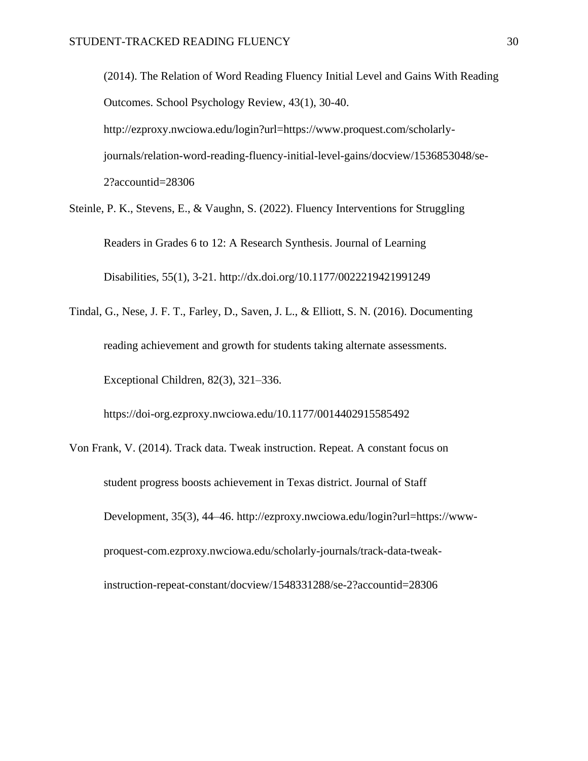(2014). The Relation of Word Reading Fluency Initial Level and Gains With Reading Outcomes. School Psychology Review, 43(1), 30-40. http://ezproxy.nwciowa.edu/login?url=https://www.proquest.com/scholarly-journals/relation-word-reading-fluency-initial-level-gains/docview/1536853048/se-2?accountid=28306

Steinle, P. K., Stevens, E., & Vaughn, S. (2022). Fluency Interventions for Struggling Readers in Grades 6 to 12: A Research Synthesis. Journal of Learning Disabilities, 55(1), 3-21. http://dx.doi.org/10.1177/0022219421991249

Tindal, G., Nese, J. F. T., Farley, D., Saven, J. L., & Elliott, S. N. (2016). Documenting reading achievement and growth for students taking alternate assessments. Exceptional Children, 82(3), 321–336. https://doi-org.ezproxy.nwciowa.edu/10.1177/0014402915585492

Von Frank, V. (2014). Track data. Tweak instruction. Repeat. A constant focus on student progress boosts achievement in Texas district. Journal of Staff Development, 35(3), 44–46. http://ezproxy.nwciowa.edu/login?url=https://www-proquest-com.ezproxy.nwciowa.edu/scholarly-journals/track-data-tweak-instruction-repeat-constant/docview/1548331288/se-2?accountid=28306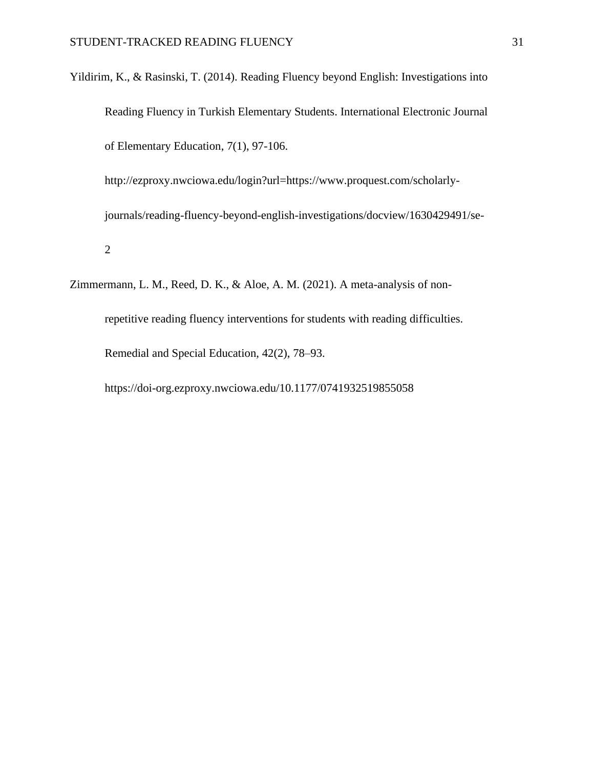Yildirim, K., & Rasinski, T. (2014). Reading Fluency beyond English: Investigations into Reading Fluency in Turkish Elementary Students. International Electronic Journal of Elementary Education, 7(1), 97-106. http://ezproxy.nwciowa.edu/login?url=https://www.proquest.com/scholarly-journals/reading-fluency-beyond-english-investigations/docview/1630429491/se-2

Zimmermann, L. M., Reed, D. K., & Aloe, A. M. (2021). A meta-analysis of non-repetitive reading fluency interventions for students with reading difficulties. Remedial and Special Education, 42(2), 78–93. https://doi-org.ezproxy.nwciowa.edu/10.1177/0741932519855058